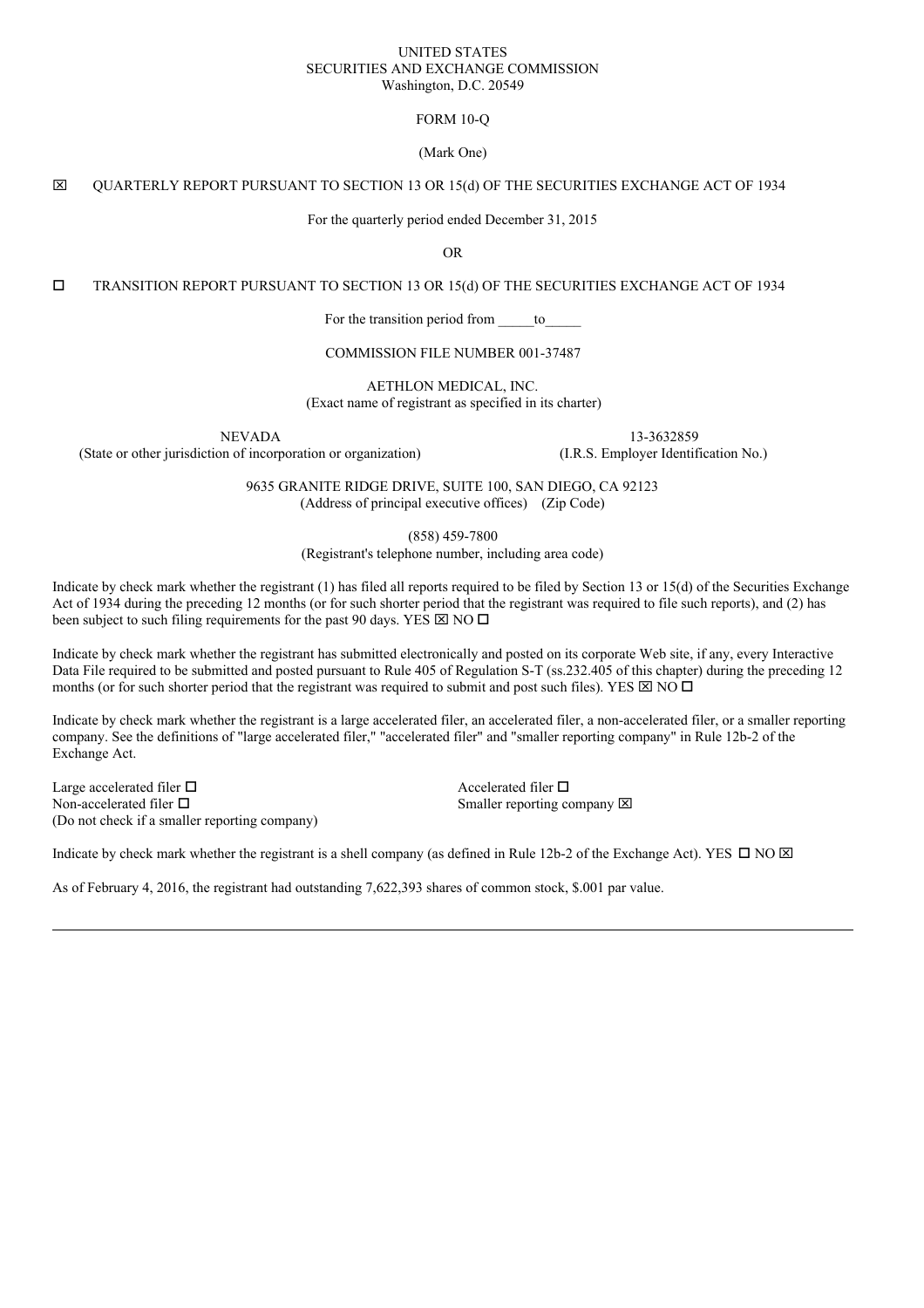UNITED STATES
SECURITIES AND EXCHANGE COMMISSION
Washington, D.C. 20549

FORM 10-Q

(Mark One)

☒ QUARTERLY REPORT PURSUANT TO SECTION 13 OR 15(d) OF THE SECURITIES EXCHANGE ACT OF 1934

For the quarterly period ended December 31, 2015

OR

☐ TRANSITION REPORT PURSUANT TO SECTION 13 OR 15(d) OF THE SECURITIES EXCHANGE ACT OF 1934

For the transition period from _____to_____

COMMISSION FILE NUMBER 001-37487

AETHLON MEDICAL, INC.
(Exact name of registrant as specified in its charter)

| NEVADA | 13-3632859 |
|---|---|
| (State or other jurisdiction of incorporation or organization) | (I.R.S. Employer Identification No.) |

9635 GRANITE RIDGE DRIVE, SUITE 100, SAN DIEGO, CA 92123
(Address of principal executive offices) (Zip Code)

(858) 459-7800
(Registrant's telephone number, including area code)

Indicate by check mark whether the registrant (1) has filed all reports required to be filed by Section 13 or 15(d) of the Securities Exchange Act of 1934 during the preceding 12 months (or for such shorter period that the registrant was required to file such reports), and (2) has been subject to such filing requirements for the past 90 days. YES ☒ NO ☐

Indicate by check mark whether the registrant has submitted electronically and posted on its corporate Web site, if any, every Interactive Data File required to be submitted and posted pursuant to Rule 405 of Regulation S-T (ss.232.405 of this chapter) during the preceding 12 months (or for such shorter period that the registrant was required to submit and post such files). YES ☒ NO ☐

Indicate by check mark whether the registrant is a large accelerated filer, an accelerated filer, a non-accelerated filer, or a smaller reporting company. See the definitions of "large accelerated filer," "accelerated filer" and "smaller reporting company" in Rule 12b-2 of the Exchange Act.

| | |
|---|---|
| Large accelerated filer ☐ | Accelerated filer ☐ |
| Non-accelerated filer ☐ (Do not check if a smaller reporting company) | Smaller reporting company ☒ |

Indicate by check mark whether the registrant is a shell company (as defined in Rule 12b-2 of the Exchange Act). YES ☐ NO ☒

As of February 4, 2016, the registrant had outstanding 7,622,393 shares of common stock, $.001 par value.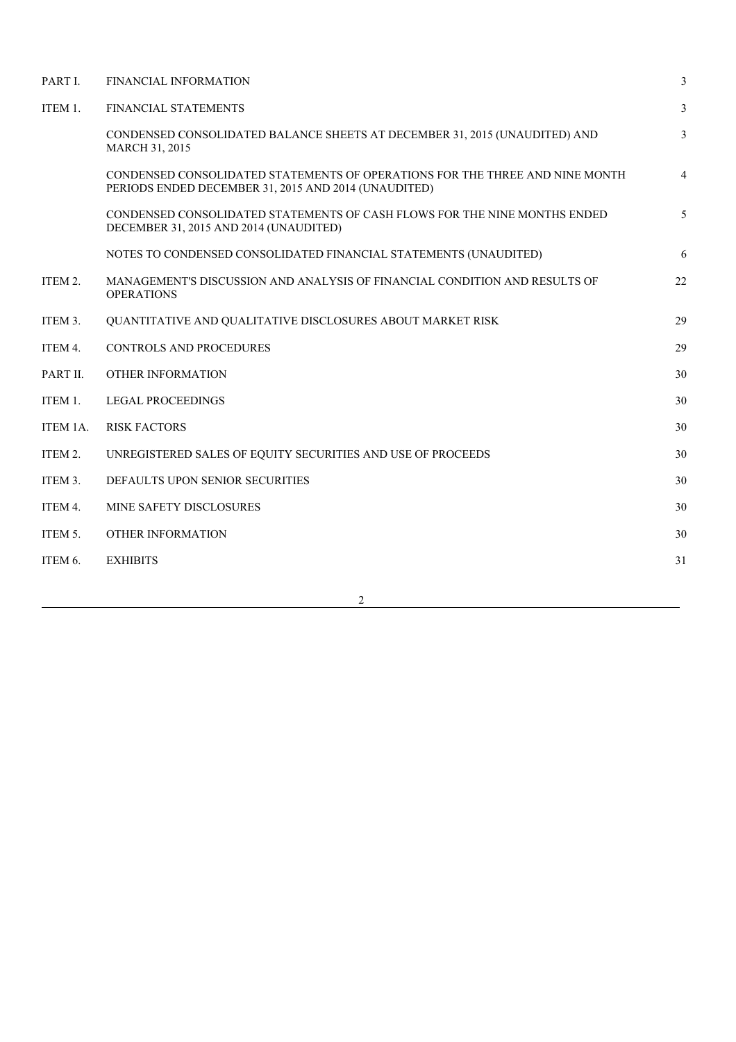| | | |
|---|---|---|
| PART I. | FINANCIAL INFORMATION | 3 |
| ITEM 1. | FINANCIAL STATEMENTS | 3 |
| | CONDENSED CONSOLIDATED BALANCE SHEETS AT DECEMBER 31, 2015 (UNAUDITED) AND MARCH 31, 2015 | 3 |
| | CONDENSED CONSOLIDATED STATEMENTS OF OPERATIONS FOR THE THREE AND NINE MONTH PERIODS ENDED DECEMBER 31, 2015 AND 2014 (UNAUDITED) | 4 |
| | CONDENSED CONSOLIDATED STATEMENTS OF CASH FLOWS FOR THE NINE MONTHS ENDED DECEMBER 31, 2015 AND 2014 (UNAUDITED) | 5 |
| | NOTES TO CONDENSED CONSOLIDATED FINANCIAL STATEMENTS (UNAUDITED) | 6 |
| ITEM 2. | MANAGEMENT'S DISCUSSION AND ANALYSIS OF FINANCIAL CONDITION AND RESULTS OF OPERATIONS | 22 |
| ITEM 3. | QUANTITATIVE AND QUALITATIVE DISCLOSURES ABOUT MARKET RISK | 29 |
| ITEM 4. | CONTROLS AND PROCEDURES | 29 |
| PART II. | OTHER INFORMATION | 30 |
| ITEM 1. | LEGAL PROCEEDINGS | 30 |
| ITEM 1A. | RISK FACTORS | 30 |
| ITEM 2. | UNREGISTERED SALES OF EQUITY SECURITIES AND USE OF PROCEEDS | 30 |
| ITEM 3. | DEFAULTS UPON SENIOR SECURITIES | 30 |
| ITEM 4. | MINE SAFETY DISCLOSURES | 30 |
| ITEM 5. | OTHER INFORMATION | 30 |
| ITEM 6. | EXHIBITS | 31 |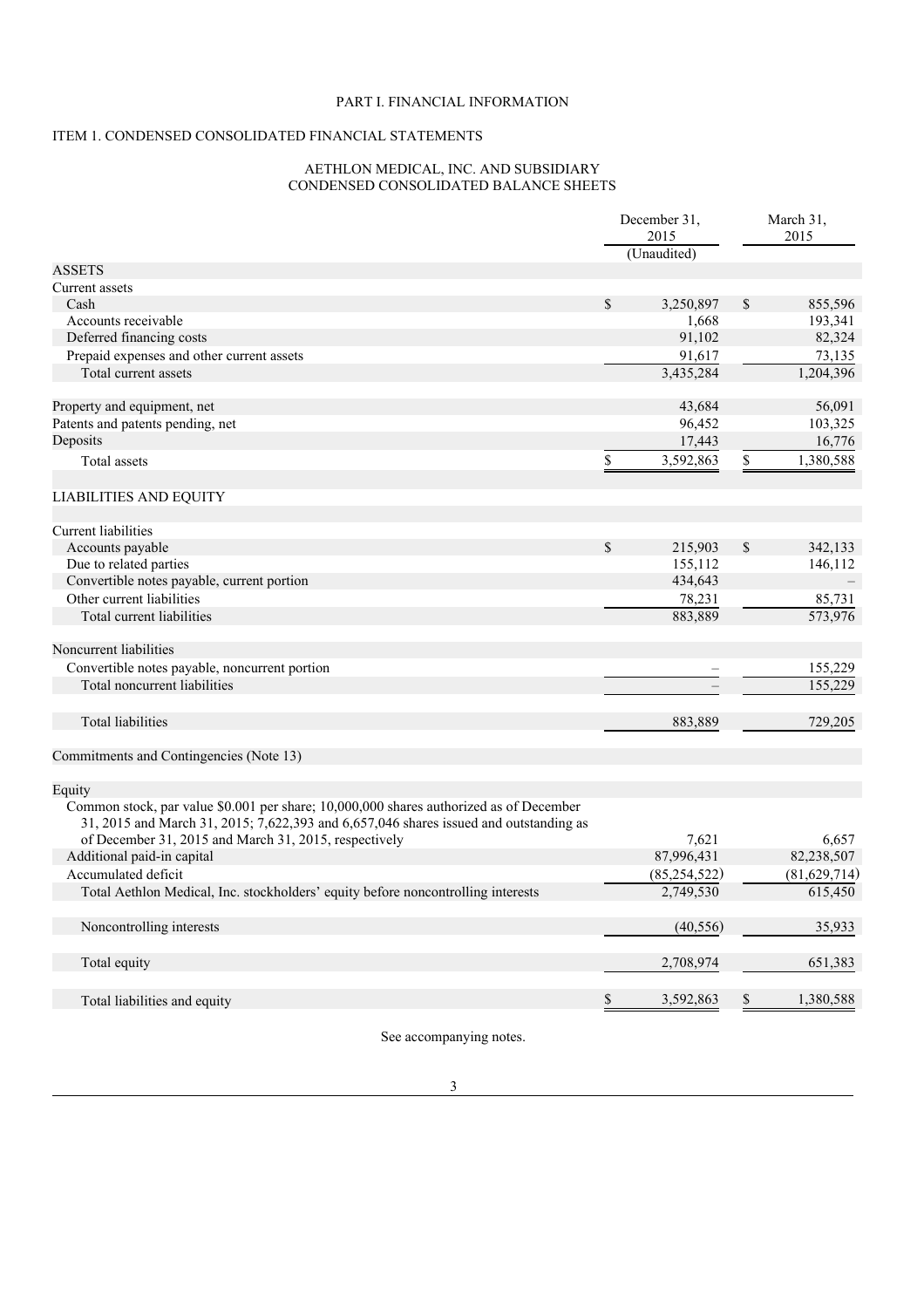PART I. FINANCIAL INFORMATION

ITEM 1. CONDENSED CONSOLIDATED FINANCIAL STATEMENTS

AETHLON MEDICAL, INC. AND SUBSIDIARY
CONDENSED CONSOLIDATED BALANCE SHEETS

| | December 31, 2015 (Unaudited) | March 31, 2015 |
|---|---|---|
| ASSETS | | |
| Current assets | | |
| Cash | $ 3,250,897 | $ 855,596 |
| Accounts receivable | 1,668 | 193,341 |
| Deferred financing costs | 91,102 | 82,324 |
| Prepaid expenses and other current assets | 91,617 | 73,135 |
| Total current assets | 3,435,284 | 1,204,396 |
| | | |
| Property and equipment, net | 43,684 | 56,091 |
| Patents and patents pending, net | 96,452 | 103,325 |
| Deposits | 17,443 | 16,776 |
| Total assets | $ 3,592,863 | $ 1,380,588 |
| | | |
| LIABILITIES AND EQUITY | | |
| | | |
| Current liabilities | | |
| Accounts payable | $ 215,903 | $ 342,133 |
| Due to related parties | 155,112 | 146,112 |
| Convertible notes payable, current portion | 434,643 | – |
| Other current liabilities | 78,231 | 85,731 |
| Total current liabilities | 883,889 | 573,976 |
| | | |
| Noncurrent liabilities | | |
| Convertible notes payable, noncurrent portion | – | 155,229 |
| Total noncurrent liabilities | – | 155,229 |
| | | |
| Total liabilities | 883,889 | 729,205 |
| | | |
| Commitments and Contingencies (Note 13) | | |
| | | |
| Equity | | |
| Common stock, par value $0.001 per share; 10,000,000 shares authorized as of December 31, 2015 and March 31, 2015; 7,622,393 and 6,657,046 shares issued and outstanding as of December 31, 2015 and March 31, 2015, respectively | 7,621 | 6,657 |
| Additional paid-in capital | 87,996,431 | 82,238,507 |
| Accumulated deficit | (85,254,522) | (81,629,714) |
| Total Aethlon Medical, Inc. stockholders' equity before noncontrolling interests | 2,749,530 | 615,450 |
| | | |
| Noncontrolling interests | (40,556) | 35,933 |
| | | |
| Total equity | 2,708,974 | 651,383 |
| | | |
| Total liabilities and equity | $ 3,592,863 | $ 1,380,588 |

See accompanying notes.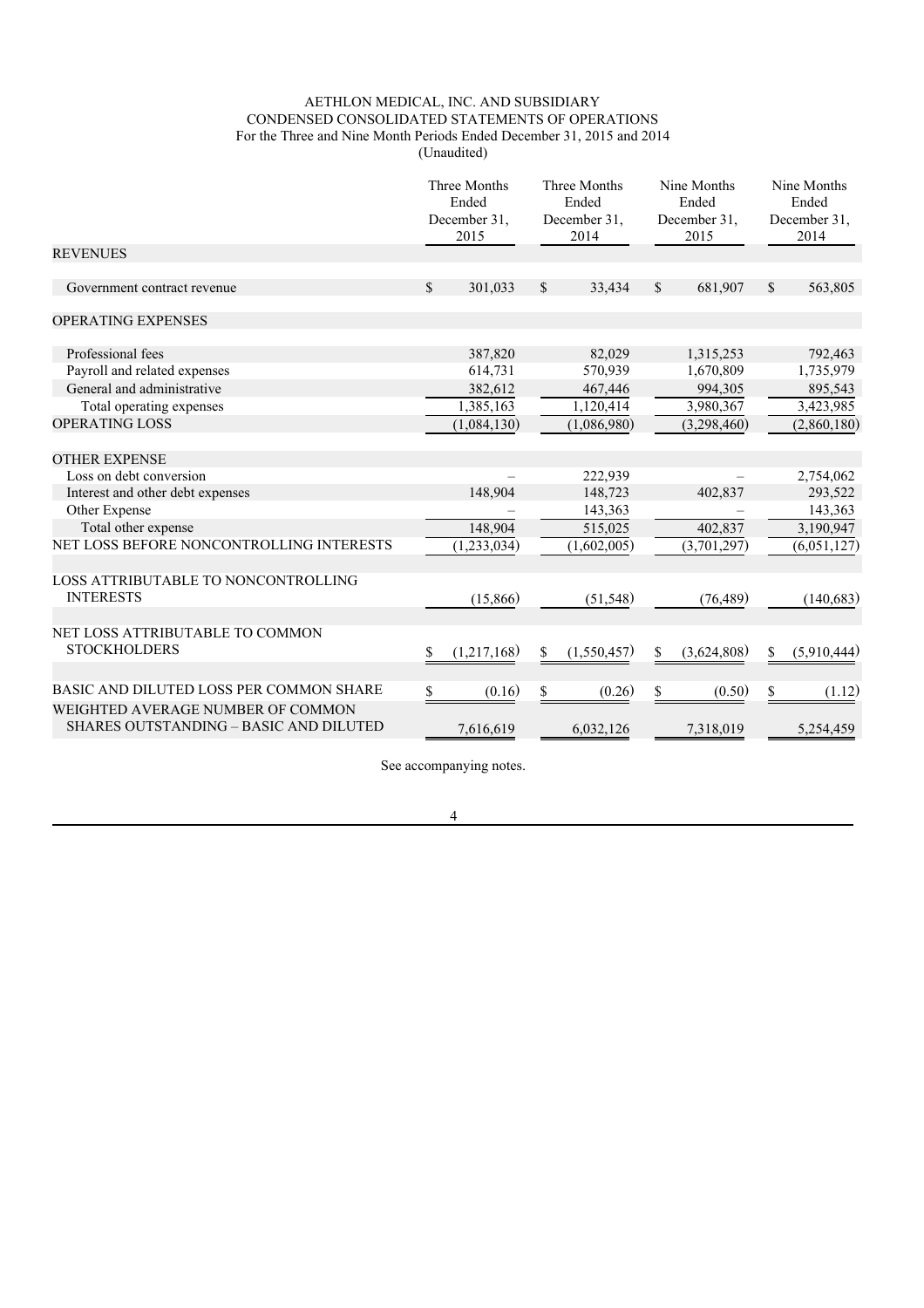AETHLON MEDICAL, INC. AND SUBSIDIARY
CONDENSED CONSOLIDATED STATEMENTS OF OPERATIONS
For the Three and Nine Month Periods Ended December 31, 2015 and 2014
(Unaudited)

| | Three Months Ended December 31, 2015 | Three Months Ended December 31, 2014 | Nine Months Ended December 31, 2015 | Nine Months Ended December 31, 2014 |
|---|---|---|---|---|
| REVENUES | | | | |
| Government contract revenue | $ 301,033 | $ 33,434 | $ 681,907 | $ 563,805 |
| OPERATING EXPENSES | | | | |
| Professional fees | 387,820 | 82,029 | 1,315,253 | 792,463 |
| Payroll and related expenses | 614,731 | 570,939 | 1,670,809 | 1,735,979 |
| General and administrative | 382,612 | 467,446 | 994,305 | 895,543 |
| Total operating expenses | 1,385,163 | 1,120,414 | 3,980,367 | 3,423,985 |
| OPERATING LOSS | (1,084,130) | (1,086,980) | (3,298,460) | (2,860,180) |
| OTHER EXPENSE | | | | |
| Loss on debt conversion | – | 222,939 | – | 2,754,062 |
| Interest and other debt expenses | 148,904 | 148,723 | 402,837 | 293,522 |
| Other Expense | – | 143,363 | – | 143,363 |
| Total other expense | 148,904 | 515,025 | 402,837 | 3,190,947 |
| NET LOSS BEFORE NONCONTROLLING INTERESTS | (1,233,034) | (1,602,005) | (3,701,297) | (6,051,127) |
| LOSS ATTRIBUTABLE TO NONCONTROLLING INTERESTS | (15,866) | (51,548) | (76,489) | (140,683) |
| NET LOSS ATTRIBUTABLE TO COMMON STOCKHOLDERS | $ (1,217,168) | $ (1,550,457) | $ (3,624,808) | $ (5,910,444) |
| BASIC AND DILUTED LOSS PER COMMON SHARE | $ (0.16) | $ (0.26) | $ (0.50) | $ (1.12) |
| WEIGHTED AVERAGE NUMBER OF COMMON SHARES OUTSTANDING – BASIC AND DILUTED | 7,616,619 | 6,032,126 | 7,318,019 | 5,254,459 |

See accompanying notes.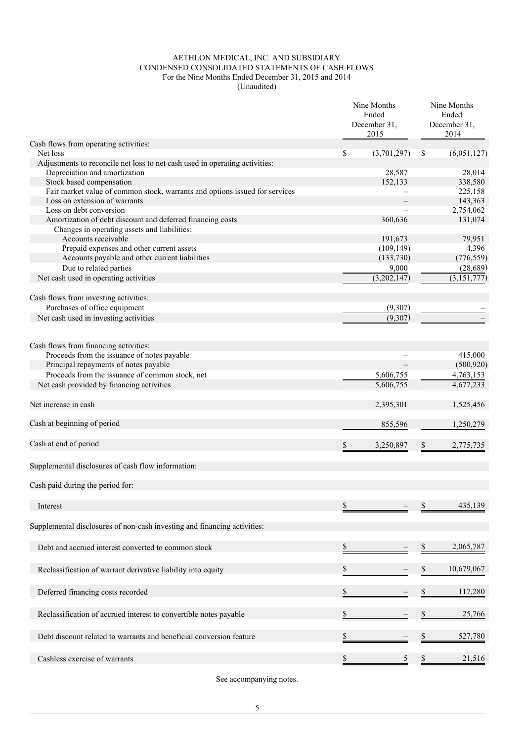AETHLON MEDICAL, INC. AND SUBSIDIARY
CONDENSED CONSOLIDATED STATEMENTS OF CASH FLOWS
For the Nine Months Ended December 31, 2015 and 2014
(Unaudited)

| | Nine Months Ended December 31, 2015 | Nine Months Ended December 31, 2014 |
|---|---|---|
| Cash flows from operating activities: | | |
| Net loss | $ (3,701,297) | $ (6,051,127) |
| Adjustments to reconcile net loss to net cash used in operating activities: | | |
| Depreciation and amortization | 28,587 | 28,014 |
| Stock based compensation | 152,133 | 338,580 |
| Fair market value of common stock, warrants and options issued for services | – | 225,158 |
| Loss on extension of warrants | – | 143,363 |
| Loss on debt conversion | – | 2,754,062 |
| Amortization of debt discount and deferred financing costs | 360,636 | 131,074 |
| Changes in operating assets and liabilities: | | |
| Accounts receivable | 191,673 | 79,951 |
| Prepaid expenses and other current assets | (109,149) | 4,396 |
| Accounts payable and other current liabilities | (133,730) | (776,559) |
| Due to related parties | 9,000 | (28,689) |
| Net cash used in operating activities | (3,202,147) | (3,151,777) |
| | | |
| Cash flows from investing activities: | | |
| Purchases of office equipment | (9,307) | – |
| Net cash used in investing activities | (9,307) | – |
| | | |
| Cash flows from financing activities: | | |
| Proceeds from the issuance of notes payable | – | 415,000 |
| Principal repayments of notes payable | – | (500,920) |
| Proceeds from the issuance of common stock, net | 5,606,755 | 4,763,153 |
| Net cash provided by financing activities | 5,606,755 | 4,677,233 |
| | | |
| Net increase in cash | 2,395,301 | 1,525,456 |
| | | |
| Cash at beginning of period | 855,596 | 1,250,279 |
| | | |
| Cash at end of period | $ 3,250,897 | $ 2,775,735 |
| | | |
| Supplemental disclosures of cash flow information: | | |
| | | |
| Cash paid during the period for: | | |
| | | |
| Interest | $ – | $ 435,139 |
| | | |
| Supplemental disclosures of non-cash investing and financing activities: | | |
| | | |
| Debt and accrued interest converted to common stock | $ – | $ 2,065,787 |
| | | |
| Reclassification of warrant derivative liability into equity | $ – | $ 10,679,067 |
| | | |
| Deferred financing costs recorded | $ – | $ 117,280 |
| | | |
| Reclassification of accrued interest to convertible notes payable | $ – | $ 25,766 |
| | | |
| Debt discount related to warrants and beneficial conversion feature | $ – | $ 527,780 |
| | | |
| Cashless exercise of warrants | $ 5 | $ 21,516 |

See accompanying notes.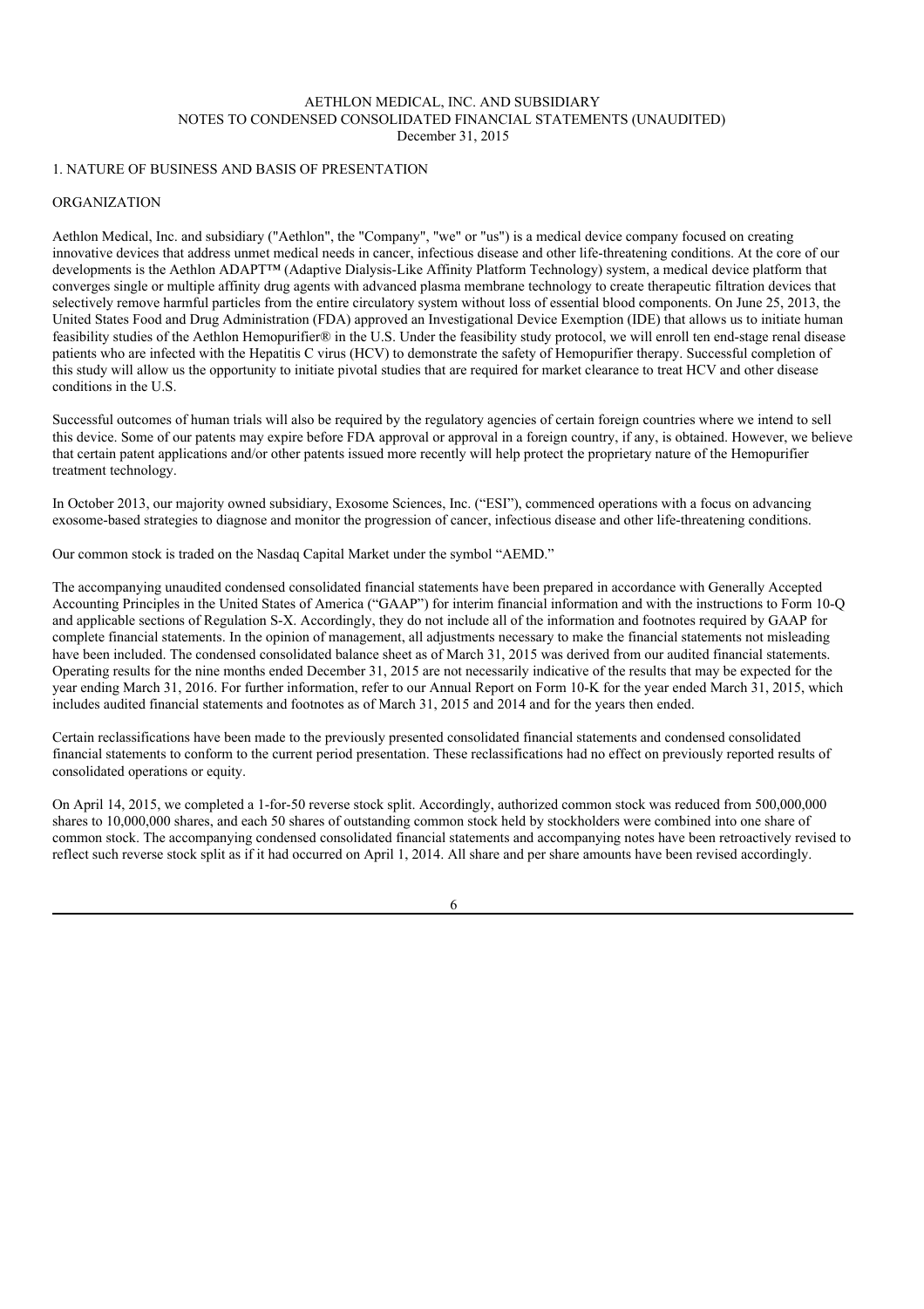AETHLON MEDICAL, INC. AND SUBSIDIARY
NOTES TO CONDENSED CONSOLIDATED FINANCIAL STATEMENTS (UNAUDITED)
December 31, 2015

## 1. NATURE OF BUSINESS AND BASIS OF PRESENTATION

### ORGANIZATION

Aethlon Medical, Inc. and subsidiary ("Aethlon", the "Company", "we" or "us") is a medical device company focused on creating innovative devices that address unmet medical needs in cancer, infectious disease and other life-threatening conditions. At the core of our developments is the Aethlon ADAPT™ (Adaptive Dialysis-Like Affinity Platform Technology) system, a medical device platform that converges single or multiple affinity drug agents with advanced plasma membrane technology to create therapeutic filtration devices that selectively remove harmful particles from the entire circulatory system without loss of essential blood components. On June 25, 2013, the United States Food and Drug Administration (FDA) approved an Investigational Device Exemption (IDE) that allows us to initiate human feasibility studies of the Aethlon Hemopurifier® in the U.S. Under the feasibility study protocol, we will enroll ten end-stage renal disease patients who are infected with the Hepatitis C virus (HCV) to demonstrate the safety of Hemopurifier therapy. Successful completion of this study will allow us the opportunity to initiate pivotal studies that are required for market clearance to treat HCV and other disease conditions in the U.S.

Successful outcomes of human trials will also be required by the regulatory agencies of certain foreign countries where we intend to sell this device. Some of our patents may expire before FDA approval or approval in a foreign country, if any, is obtained. However, we believe that certain patent applications and/or other patents issued more recently will help protect the proprietary nature of the Hemopurifier treatment technology.

In October 2013, our majority owned subsidiary, Exosome Sciences, Inc. ("ESI"), commenced operations with a focus on advancing exosome-based strategies to diagnose and monitor the progression of cancer, infectious disease and other life-threatening conditions.

Our common stock is traded on the Nasdaq Capital Market under the symbol "AEMD."

The accompanying unaudited condensed consolidated financial statements have been prepared in accordance with Generally Accepted Accounting Principles in the United States of America ("GAAP") for interim financial information and with the instructions to Form 10-Q and applicable sections of Regulation S-X. Accordingly, they do not include all of the information and footnotes required by GAAP for complete financial statements. In the opinion of management, all adjustments necessary to make the financial statements not misleading have been included. The condensed consolidated balance sheet as of March 31, 2015 was derived from our audited financial statements. Operating results for the nine months ended December 31, 2015 are not necessarily indicative of the results that may be expected for the year ending March 31, 2016. For further information, refer to our Annual Report on Form 10-K for the year ended March 31, 2015, which includes audited financial statements and footnotes as of March 31, 2015 and 2014 and for the years then ended.

Certain reclassifications have been made to the previously presented consolidated financial statements and condensed consolidated financial statements to conform to the current period presentation. These reclassifications had no effect on previously reported results of consolidated operations or equity.

On April 14, 2015, we completed a 1-for-50 reverse stock split. Accordingly, authorized common stock was reduced from 500,000,000 shares to 10,000,000 shares, and each 50 shares of outstanding common stock held by stockholders were combined into one share of common stock. The accompanying condensed consolidated financial statements and accompanying notes have been retroactively revised to reflect such reverse stock split as if it had occurred on April 1, 2014. All share and per share amounts have been revised accordingly.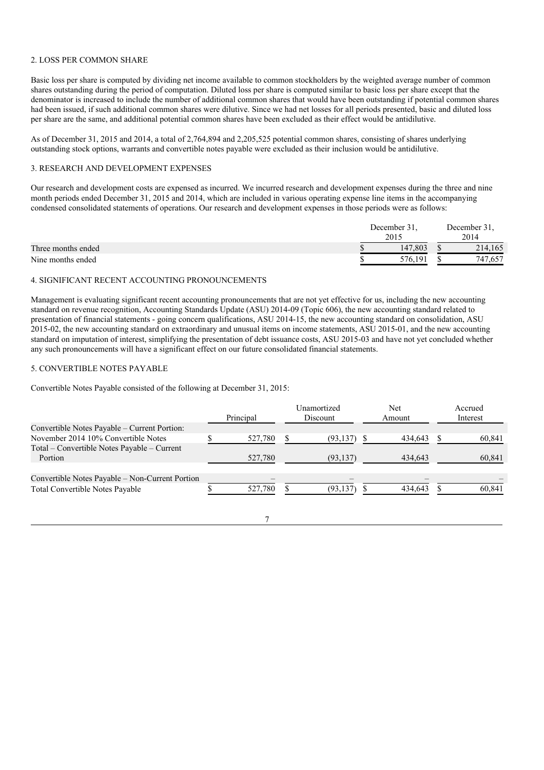## 2. LOSS PER COMMON SHARE

Basic loss per share is computed by dividing net income available to common stockholders by the weighted average number of common shares outstanding during the period of computation. Diluted loss per share is computed similar to basic loss per share except that the denominator is increased to include the number of additional common shares that would have been outstanding if potential common shares had been issued, if such additional common shares were dilutive. Since we had net losses for all periods presented, basic and diluted loss per share are the same, and additional potential common shares have been excluded as their effect would be antidilutive.

As of December 31, 2015 and 2014, a total of 2,764,894 and 2,205,525 potential common shares, consisting of shares underlying outstanding stock options, warrants and convertible notes payable were excluded as their inclusion would be antidilutive.

## 3. RESEARCH AND DEVELOPMENT EXPENSES

Our research and development costs are expensed as incurred. We incurred research and development expenses during the three and nine month periods ended December 31, 2015 and 2014, which are included in various operating expense line items in the accompanying condensed consolidated statements of operations. Our research and development expenses in those periods were as follows:

| | December 31, 2015 | December 31, 2014 |
|---|---|---|
| Three months ended | $ 147,803 | $ 214,165 |
| Nine months ended | $ 576,191 | $ 747,657 |

## 4. SIGNIFICANT RECENT ACCOUNTING PRONOUNCEMENTS

Management is evaluating significant recent accounting pronouncements that are not yet effective for us, including the new accounting standard on revenue recognition, Accounting Standards Update (ASU) 2014-09 (Topic 606), the new accounting standard related to presentation of financial statements - going concern qualifications, ASU 2014-15, the new accounting standard on consolidation, ASU 2015-02, the new accounting standard on extraordinary and unusual items on income statements, ASU 2015-01, and the new accounting standard on imputation of interest, simplifying the presentation of debt issuance costs, ASU 2015-03 and have not yet concluded whether any such pronouncements will have a significant effect on our future consolidated financial statements.

## 5. CONVERTIBLE NOTES PAYABLE

Convertible Notes Payable consisted of the following at December 31, 2015:

| | Principal | Unamortized Discount | Net Amount | Accrued Interest |
|---|---|---|---|---|
| Convertible Notes Payable – Current Portion: | | | | |
| November 2014 10% Convertible Notes | $ 527,780 | $ (93,137) | $ 434,643 | $ 60,841 |
| Total – Convertible Notes Payable – Current Portion | 527,780 | (93,137) | 434,643 | 60,841 |
| | | | | |
| Convertible Notes Payable – Non-Current Portion | – | – | – | – |
| Total Convertible Notes Payable | $ 527,780 | $ (93,137) | $ 434,643 | $ 60,841 |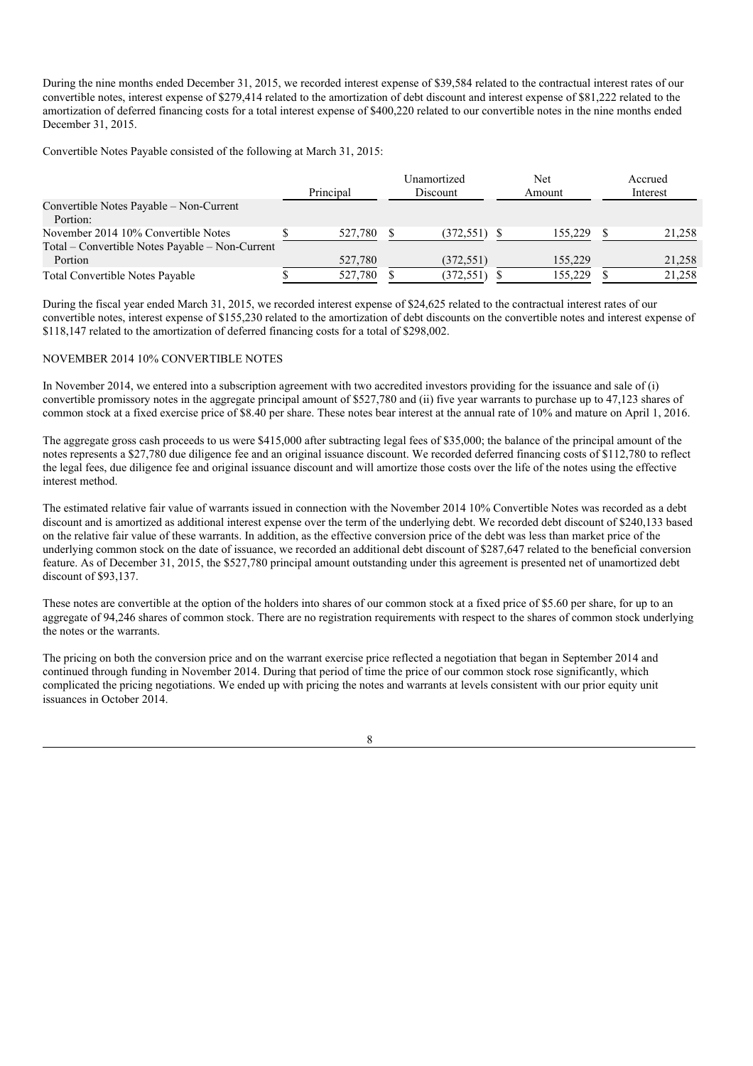During the nine months ended December 31, 2015, we recorded interest expense of $39,584 related to the contractual interest rates of our convertible notes, interest expense of $279,414 related to the amortization of debt discount and interest expense of $81,222 related to the amortization of deferred financing costs for a total interest expense of $400,220 related to our convertible notes in the nine months ended December 31, 2015.

Convertible Notes Payable consisted of the following at March 31, 2015:

| | Principal | Unamortized Discount | Net Amount | Accrued Interest |
|---|---|---|---|---|
| Convertible Notes Payable – Non-Current Portion: | | | | |
| November 2014 10% Convertible Notes | $ 527,780 | $ (372,551) | $ 155,229 | $ 21,258 |
| Total – Convertible Notes Payable – Non-Current Portion | 527,780 | (372,551) | 155,229 | 21,258 |
| Total Convertible Notes Payable | $ 527,780 | $ (372,551) | $ 155,229 | $ 21,258 |

During the fiscal year ended March 31, 2015, we recorded interest expense of $24,625 related to the contractual interest rates of our convertible notes, interest expense of $155,230 related to the amortization of debt discounts on the convertible notes and interest expense of $118,147 related to the amortization of deferred financing costs for a total of $298,002.

NOVEMBER 2014 10% CONVERTIBLE NOTES

In November 2014, we entered into a subscription agreement with two accredited investors providing for the issuance and sale of (i) convertible promissory notes in the aggregate principal amount of $527,780 and (ii) five year warrants to purchase up to 47,123 shares of common stock at a fixed exercise price of $8.40 per share. These notes bear interest at the annual rate of 10% and mature on April 1, 2016.

The aggregate gross cash proceeds to us were $415,000 after subtracting legal fees of $35,000; the balance of the principal amount of the notes represents a $27,780 due diligence fee and an original issuance discount. We recorded deferred financing costs of $112,780 to reflect the legal fees, due diligence fee and original issuance discount and will amortize those costs over the life of the notes using the effective interest method.

The estimated relative fair value of warrants issued in connection with the November 2014 10% Convertible Notes was recorded as a debt discount and is amortized as additional interest expense over the term of the underlying debt. We recorded debt discount of $240,133 based on the relative fair value of these warrants. In addition, as the effective conversion price of the debt was less than market price of the underlying common stock on the date of issuance, we recorded an additional debt discount of $287,647 related to the beneficial conversion feature. As of December 31, 2015, the $527,780 principal amount outstanding under this agreement is presented net of unamortized debt discount of $93,137.

These notes are convertible at the option of the holders into shares of our common stock at a fixed price of $5.60 per share, for up to an aggregate of 94,246 shares of common stock. There are no registration requirements with respect to the shares of common stock underlying the notes or the warrants.

The pricing on both the conversion price and on the warrant exercise price reflected a negotiation that began in September 2014 and continued through funding in November 2014. During that period of time the price of our common stock rose significantly, which complicated the pricing negotiations. We ended up with pricing the notes and warrants at levels consistent with our prior equity unit issuances in October 2014.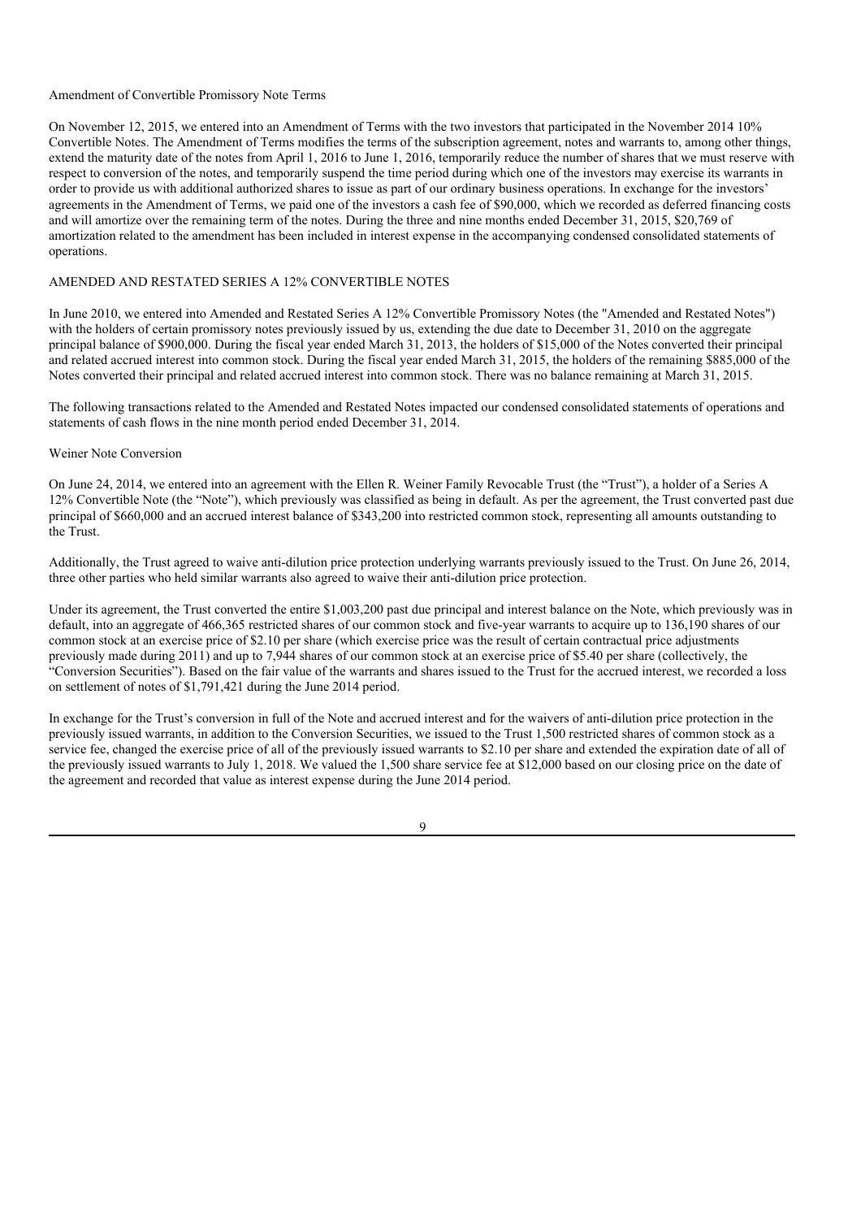Amendment of Convertible Promissory Note Terms

On November 12, 2015, we entered into an Amendment of Terms with the two investors that participated in the November 2014 10% Convertible Notes. The Amendment of Terms modifies the terms of the subscription agreement, notes and warrants to, among other things, extend the maturity date of the notes from April 1, 2016 to June 1, 2016, temporarily reduce the number of shares that we must reserve with respect to conversion of the notes, and temporarily suspend the time period during which one of the investors may exercise its warrants in order to provide us with additional authorized shares to issue as part of our ordinary business operations. In exchange for the investors' agreements in the Amendment of Terms, we paid one of the investors a cash fee of $90,000, which we recorded as deferred financing costs and will amortize over the remaining term of the notes. During the three and nine months ended December 31, 2015, $20,769 of amortization related to the amendment has been included in interest expense in the accompanying condensed consolidated statements of operations.

AMENDED AND RESTATED SERIES A 12% CONVERTIBLE NOTES

In June 2010, we entered into Amended and Restated Series A 12% Convertible Promissory Notes (the "Amended and Restated Notes") with the holders of certain promissory notes previously issued by us, extending the due date to December 31, 2010 on the aggregate principal balance of $900,000. During the fiscal year ended March 31, 2013, the holders of $15,000 of the Notes converted their principal and related accrued interest into common stock. During the fiscal year ended March 31, 2015, the holders of the remaining $885,000 of the Notes converted their principal and related accrued interest into common stock. There was no balance remaining at March 31, 2015.

The following transactions related to the Amended and Restated Notes impacted our condensed consolidated statements of operations and statements of cash flows in the nine month period ended December 31, 2014.

Weiner Note Conversion

On June 24, 2014, we entered into an agreement with the Ellen R. Weiner Family Revocable Trust (the "Trust"), a holder of a Series A 12% Convertible Note (the "Note"), which previously was classified as being in default. As per the agreement, the Trust converted past due principal of $660,000 and an accrued interest balance of $343,200 into restricted common stock, representing all amounts outstanding to the Trust.

Additionally, the Trust agreed to waive anti-dilution price protection underlying warrants previously issued to the Trust. On June 26, 2014, three other parties who held similar warrants also agreed to waive their anti-dilution price protection.

Under its agreement, the Trust converted the entire $1,003,200 past due principal and interest balance on the Note, which previously was in default, into an aggregate of 466,365 restricted shares of our common stock and five-year warrants to acquire up to 136,190 shares of our common stock at an exercise price of $2.10 per share (which exercise price was the result of certain contractual price adjustments previously made during 2011) and up to 7,944 shares of our common stock at an exercise price of $5.40 per share (collectively, the "Conversion Securities"). Based on the fair value of the warrants and shares issued to the Trust for the accrued interest, we recorded a loss on settlement of notes of $1,791,421 during the June 2014 period.

In exchange for the Trust's conversion in full of the Note and accrued interest and for the waivers of anti-dilution price protection in the previously issued warrants, in addition to the Conversion Securities, we issued to the Trust 1,500 restricted shares of common stock as a service fee, changed the exercise price of all of the previously issued warrants to $2.10 per share and extended the expiration date of all of the previously issued warrants to July 1, 2018. We valued the 1,500 share service fee at $12,000 based on our closing price on the date of the agreement and recorded that value as interest expense during the June 2014 period.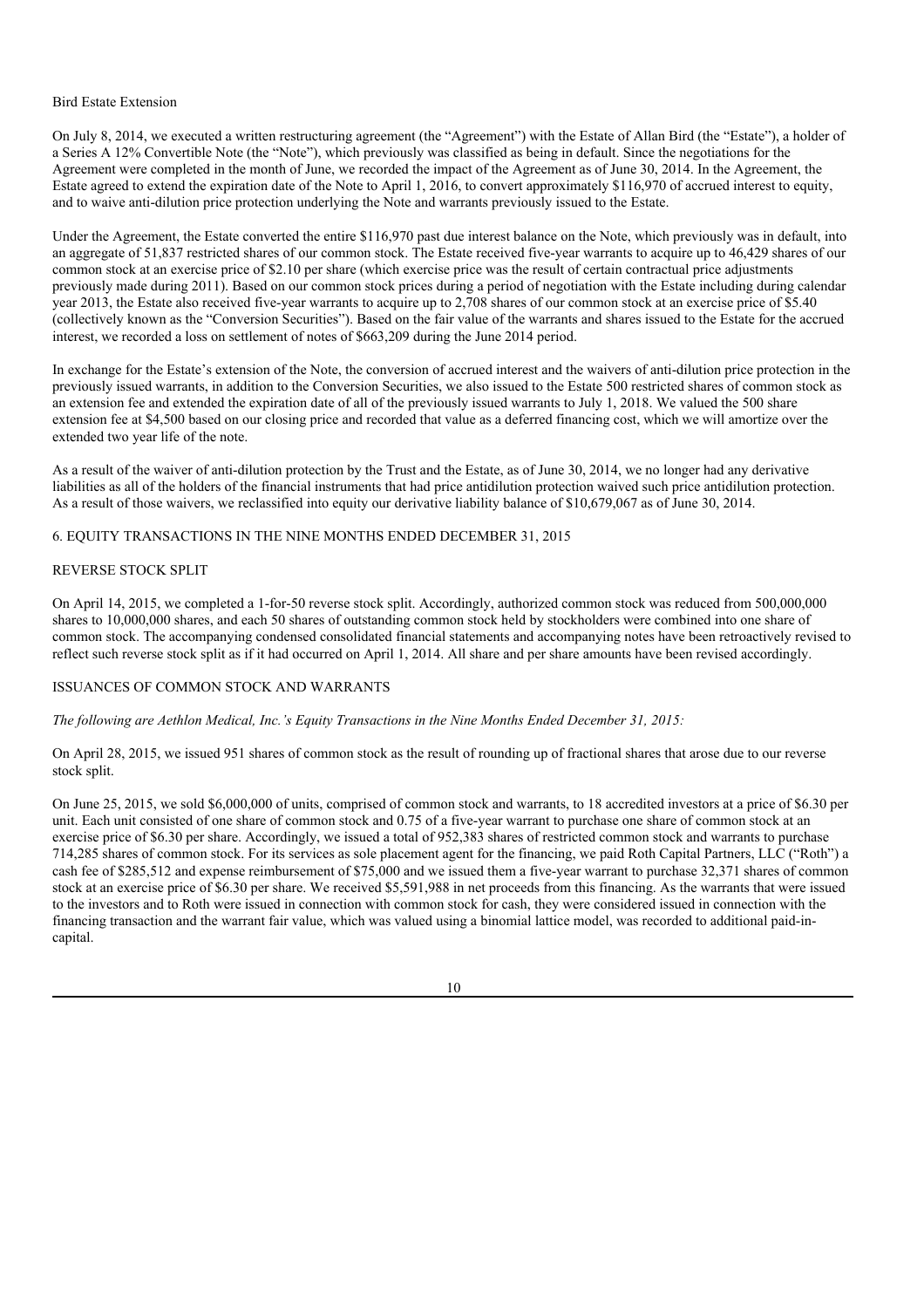Bird Estate Extension

On July 8, 2014, we executed a written restructuring agreement (the "Agreement") with the Estate of Allan Bird (the "Estate"), a holder of a Series A 12% Convertible Note (the "Note"), which previously was classified as being in default. Since the negotiations for the Agreement were completed in the month of June, we recorded the impact of the Agreement as of June 30, 2014. In the Agreement, the Estate agreed to extend the expiration date of the Note to April 1, 2016, to convert approximately $116,970 of accrued interest to equity, and to waive anti-dilution price protection underlying the Note and warrants previously issued to the Estate.

Under the Agreement, the Estate converted the entire $116,970 past due interest balance on the Note, which previously was in default, into an aggregate of 51,837 restricted shares of our common stock. The Estate received five-year warrants to acquire up to 46,429 shares of our common stock at an exercise price of $2.10 per share (which exercise price was the result of certain contractual price adjustments previously made during 2011). Based on our common stock prices during a period of negotiation with the Estate including during calendar year 2013, the Estate also received five-year warrants to acquire up to 2,708 shares of our common stock at an exercise price of $5.40 (collectively known as the "Conversion Securities"). Based on the fair value of the warrants and shares issued to the Estate for the accrued interest, we recorded a loss on settlement of notes of $663,209 during the June 2014 period.

In exchange for the Estate's extension of the Note, the conversion of accrued interest and the waivers of anti-dilution price protection in the previously issued warrants, in addition to the Conversion Securities, we also issued to the Estate 500 restricted shares of common stock as an extension fee and extended the expiration date of all of the previously issued warrants to July 1, 2018. We valued the 500 share extension fee at $4,500 based on our closing price and recorded that value as a deferred financing cost, which we will amortize over the extended two year life of the note.

As a result of the waiver of anti-dilution protection by the Trust and the Estate, as of June 30, 2014, we no longer had any derivative liabilities as all of the holders of the financial instruments that had price antidilution protection waived such price antidilution protection. As a result of those waivers, we reclassified into equity our derivative liability balance of $10,679,067 as of June 30, 2014.

## 6. EQUITY TRANSACTIONS IN THE NINE MONTHS ENDED DECEMBER 31, 2015

### REVERSE STOCK SPLIT

On April 14, 2015, we completed a 1-for-50 reverse stock split. Accordingly, authorized common stock was reduced from 500,000,000 shares to 10,000,000 shares, and each 50 shares of outstanding common stock held by stockholders were combined into one share of common stock. The accompanying condensed consolidated financial statements and accompanying notes have been retroactively revised to reflect such reverse stock split as if it had occurred on April 1, 2014. All share and per share amounts have been revised accordingly.

### ISSUANCES OF COMMON STOCK AND WARRANTS

*The following are Aethlon Medical, Inc.'s Equity Transactions in the Nine Months Ended December 31, 2015:*

On April 28, 2015, we issued 951 shares of common stock as the result of rounding up of fractional shares that arose due to our reverse stock split.

On June 25, 2015, we sold $6,000,000 of units, comprised of common stock and warrants, to 18 accredited investors at a price of $6.30 per unit. Each unit consisted of one share of common stock and 0.75 of a five-year warrant to purchase one share of common stock at an exercise price of $6.30 per share. Accordingly, we issued a total of 952,383 shares of restricted common stock and warrants to purchase 714,285 shares of common stock. For its services as sole placement agent for the financing, we paid Roth Capital Partners, LLC ("Roth") a cash fee of $285,512 and expense reimbursement of $75,000 and we issued them a five-year warrant to purchase 32,371 shares of common stock at an exercise price of $6.30 per share. We received $5,591,988 in net proceeds from this financing. As the warrants that were issued to the investors and to Roth were issued in connection with common stock for cash, they were considered issued in connection with the financing transaction and the warrant fair value, which was valued using a binomial lattice model, was recorded to additional paid-in-capital.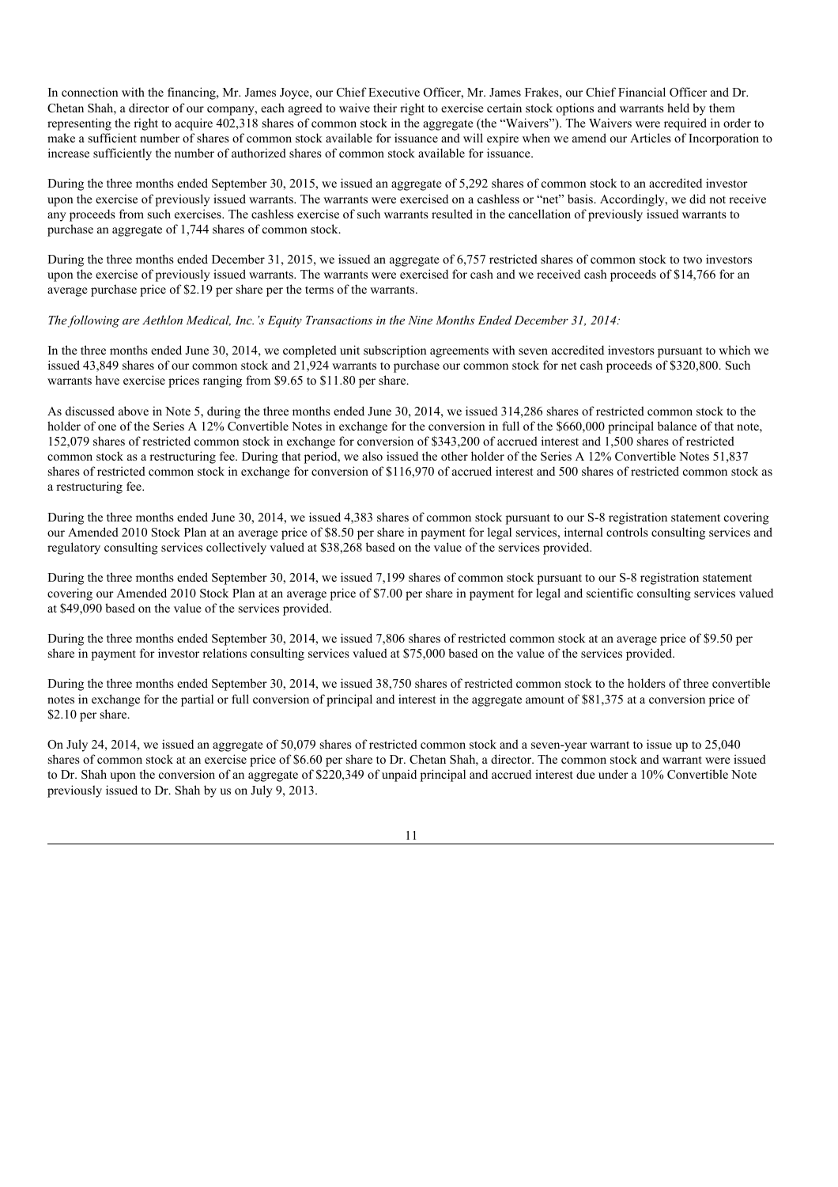In connection with the financing, Mr. James Joyce, our Chief Executive Officer, Mr. James Frakes, our Chief Financial Officer and Dr. Chetan Shah, a director of our company, each agreed to waive their right to exercise certain stock options and warrants held by them representing the right to acquire 402,318 shares of common stock in the aggregate (the "Waivers"). The Waivers were required in order to make a sufficient number of shares of common stock available for issuance and will expire when we amend our Articles of Incorporation to increase sufficiently the number of authorized shares of common stock available for issuance.

During the three months ended September 30, 2015, we issued an aggregate of 5,292 shares of common stock to an accredited investor upon the exercise of previously issued warrants. The warrants were exercised on a cashless or "net" basis. Accordingly, we did not receive any proceeds from such exercises. The cashless exercise of such warrants resulted in the cancellation of previously issued warrants to purchase an aggregate of 1,744 shares of common stock.

During the three months ended December 31, 2015, we issued an aggregate of 6,757 restricted shares of common stock to two investors upon the exercise of previously issued warrants. The warrants were exercised for cash and we received cash proceeds of $14,766 for an average purchase price of $2.19 per share per the terms of the warrants.

*The following are Aethlon Medical, Inc.'s Equity Transactions in the Nine Months Ended December 31, 2014:*

In the three months ended June 30, 2014, we completed unit subscription agreements with seven accredited investors pursuant to which we issued 43,849 shares of our common stock and 21,924 warrants to purchase our common stock for net cash proceeds of $320,800. Such warrants have exercise prices ranging from $9.65 to $11.80 per share.

As discussed above in Note 5, during the three months ended June 30, 2014, we issued 314,286 shares of restricted common stock to the holder of one of the Series A 12% Convertible Notes in exchange for the conversion in full of the $660,000 principal balance of that note, 152,079 shares of restricted common stock in exchange for conversion of $343,200 of accrued interest and 1,500 shares of restricted common stock as a restructuring fee. During that period, we also issued the other holder of the Series A 12% Convertible Notes 51,837 shares of restricted common stock in exchange for conversion of $116,970 of accrued interest and 500 shares of restricted common stock as a restructuring fee.

During the three months ended June 30, 2014, we issued 4,383 shares of common stock pursuant to our S-8 registration statement covering our Amended 2010 Stock Plan at an average price of $8.50 per share in payment for legal services, internal controls consulting services and regulatory consulting services collectively valued at $38,268 based on the value of the services provided.

During the three months ended September 30, 2014, we issued 7,199 shares of common stock pursuant to our S-8 registration statement covering our Amended 2010 Stock Plan at an average price of $7.00 per share in payment for legal and scientific consulting services valued at $49,090 based on the value of the services provided.

During the three months ended September 30, 2014, we issued 7,806 shares of restricted common stock at an average price of $9.50 per share in payment for investor relations consulting services valued at $75,000 based on the value of the services provided.

During the three months ended September 30, 2014, we issued 38,750 shares of restricted common stock to the holders of three convertible notes in exchange for the partial or full conversion of principal and interest in the aggregate amount of $81,375 at a conversion price of $2.10 per share.

On July 24, 2014, we issued an aggregate of 50,079 shares of restricted common stock and a seven-year warrant to issue up to 25,040 shares of common stock at an exercise price of $6.60 per share to Dr. Chetan Shah, a director. The common stock and warrant were issued to Dr. Shah upon the conversion of an aggregate of $220,349 of unpaid principal and accrued interest due under a 10% Convertible Note previously issued to Dr. Shah by us on July 9, 2013.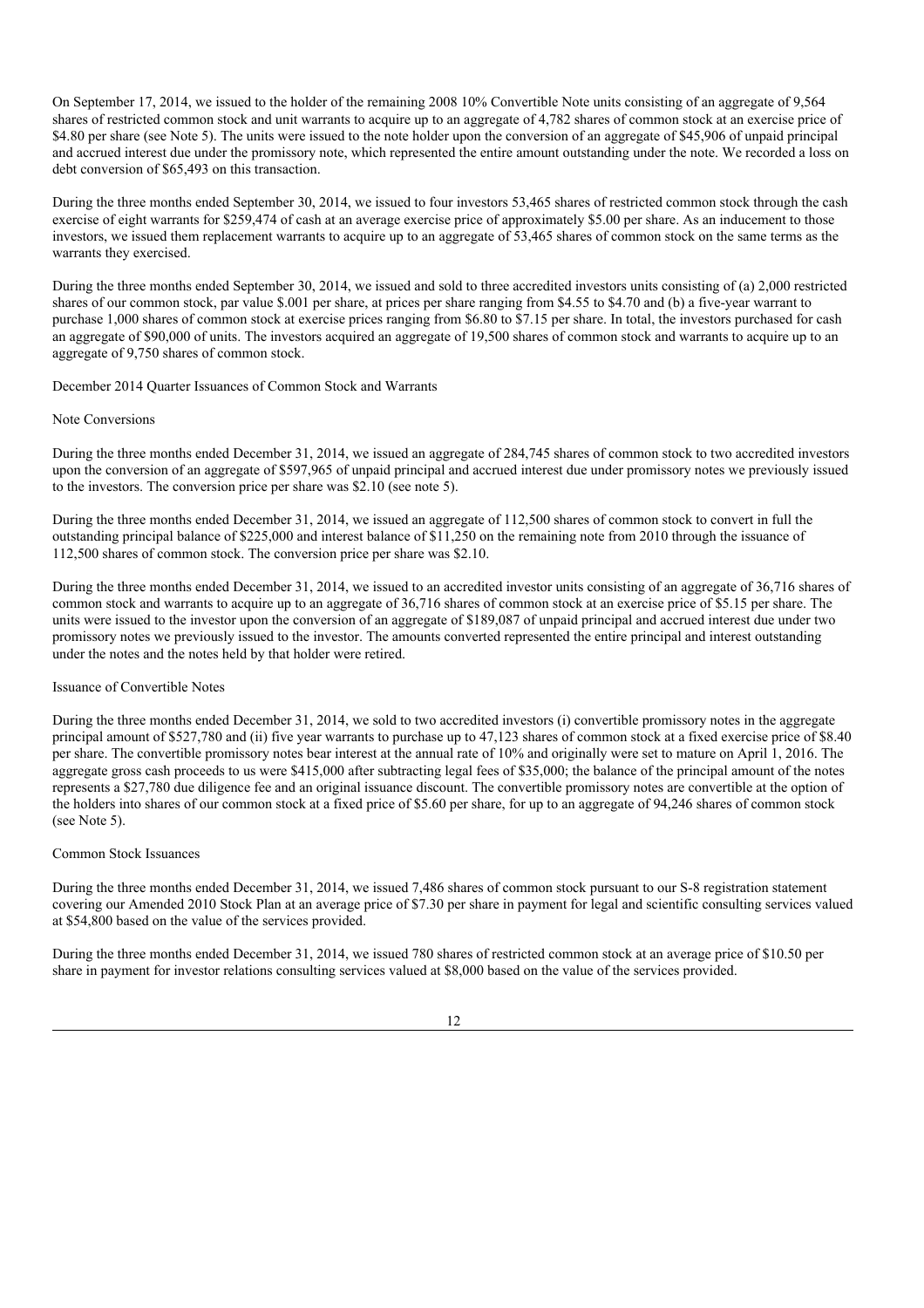On September 17, 2014, we issued to the holder of the remaining 2008 10% Convertible Note units consisting of an aggregate of 9,564 shares of restricted common stock and unit warrants to acquire up to an aggregate of 4,782 shares of common stock at an exercise price of $4.80 per share (see Note 5). The units were issued to the note holder upon the conversion of an aggregate of $45,906 of unpaid principal and accrued interest due under the promissory note, which represented the entire amount outstanding under the note. We recorded a loss on debt conversion of $65,493 on this transaction.

During the three months ended September 30, 2014, we issued to four investors 53,465 shares of restricted common stock through the cash exercise of eight warrants for $259,474 of cash at an average exercise price of approximately $5.00 per share. As an inducement to those investors, we issued them replacement warrants to acquire up to an aggregate of 53,465 shares of common stock on the same terms as the warrants they exercised.

During the three months ended September 30, 2014, we issued and sold to three accredited investors units consisting of (a) 2,000 restricted shares of our common stock, par value $.001 per share, at prices per share ranging from $4.55 to $4.70 and (b) a five-year warrant to purchase 1,000 shares of common stock at exercise prices ranging from $6.80 to $7.15 per share. In total, the investors purchased for cash an aggregate of $90,000 of units. The investors acquired an aggregate of 19,500 shares of common stock and warrants to acquire up to an aggregate of 9,750 shares of common stock.

December 2014 Quarter Issuances of Common Stock and Warrants

Note Conversions

During the three months ended December 31, 2014, we issued an aggregate of 284,745 shares of common stock to two accredited investors upon the conversion of an aggregate of $597,965 of unpaid principal and accrued interest due under promissory notes we previously issued to the investors. The conversion price per share was $2.10 (see note 5).

During the three months ended December 31, 2014, we issued an aggregate of 112,500 shares of common stock to convert in full the outstanding principal balance of $225,000 and interest balance of $11,250 on the remaining note from 2010 through the issuance of 112,500 shares of common stock. The conversion price per share was $2.10.

During the three months ended December 31, 2014, we issued to an accredited investor units consisting of an aggregate of 36,716 shares of common stock and warrants to acquire up to an aggregate of 36,716 shares of common stock at an exercise price of $5.15 per share. The units were issued to the investor upon the conversion of an aggregate of $189,087 of unpaid principal and accrued interest due under two promissory notes we previously issued to the investor. The amounts converted represented the entire principal and interest outstanding under the notes and the notes held by that holder were retired.

Issuance of Convertible Notes

During the three months ended December 31, 2014, we sold to two accredited investors (i) convertible promissory notes in the aggregate principal amount of $527,780 and (ii) five year warrants to purchase up to 47,123 shares of common stock at a fixed exercise price of $8.40 per share. The convertible promissory notes bear interest at the annual rate of 10% and originally were set to mature on April 1, 2016. The aggregate gross cash proceeds to us were $415,000 after subtracting legal fees of $35,000; the balance of the principal amount of the notes represents a $27,780 due diligence fee and an original issuance discount. The convertible promissory notes are convertible at the option of the holders into shares of our common stock at a fixed price of $5.60 per share, for up to an aggregate of 94,246 shares of common stock (see Note 5).

Common Stock Issuances

During the three months ended December 31, 2014, we issued 7,486 shares of common stock pursuant to our S-8 registration statement covering our Amended 2010 Stock Plan at an average price of $7.30 per share in payment for legal and scientific consulting services valued at $54,800 based on the value of the services provided.

During the three months ended December 31, 2014, we issued 780 shares of restricted common stock at an average price of $10.50 per share in payment for investor relations consulting services valued at $8,000 based on the value of the services provided.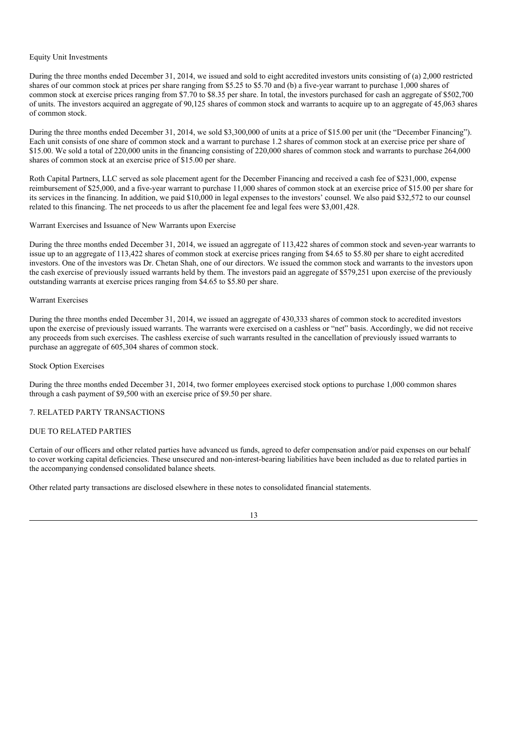Equity Unit Investments

During the three months ended December 31, 2014, we issued and sold to eight accredited investors units consisting of (a) 2,000 restricted shares of our common stock at prices per share ranging from $5.25 to $5.70 and (b) a five-year warrant to purchase 1,000 shares of common stock at exercise prices ranging from $7.70 to $8.35 per share. In total, the investors purchased for cash an aggregate of $502,700 of units. The investors acquired an aggregate of 90,125 shares of common stock and warrants to acquire up to an aggregate of 45,063 shares of common stock.

During the three months ended December 31, 2014, we sold $3,300,000 of units at a price of $15.00 per unit (the "December Financing"). Each unit consists of one share of common stock and a warrant to purchase 1.2 shares of common stock at an exercise price per share of $15.00. We sold a total of 220,000 units in the financing consisting of 220,000 shares of common stock and warrants to purchase 264,000 shares of common stock at an exercise price of $15.00 per share.

Roth Capital Partners, LLC served as sole placement agent for the December Financing and received a cash fee of $231,000, expense reimbursement of $25,000, and a five-year warrant to purchase 11,000 shares of common stock at an exercise price of $15.00 per share for its services in the financing. In addition, we paid $10,000 in legal expenses to the investors' counsel. We also paid $32,572 to our counsel related to this financing. The net proceeds to us after the placement fee and legal fees were $3,001,428.

Warrant Exercises and Issuance of New Warrants upon Exercise

During the three months ended December 31, 2014, we issued an aggregate of 113,422 shares of common stock and seven-year warrants to issue up to an aggregate of 113,422 shares of common stock at exercise prices ranging from $4.65 to $5.80 per share to eight accredited investors. One of the investors was Dr. Chetan Shah, one of our directors. We issued the common stock and warrants to the investors upon the cash exercise of previously issued warrants held by them. The investors paid an aggregate of $579,251 upon exercise of the previously outstanding warrants at exercise prices ranging from $4.65 to $5.80 per share.

Warrant Exercises

During the three months ended December 31, 2014, we issued an aggregate of 430,333 shares of common stock to accredited investors upon the exercise of previously issued warrants. The warrants were exercised on a cashless or "net" basis. Accordingly, we did not receive any proceeds from such exercises. The cashless exercise of such warrants resulted in the cancellation of previously issued warrants to purchase an aggregate of 605,304 shares of common stock.

Stock Option Exercises

During the three months ended December 31, 2014, two former employees exercised stock options to purchase 1,000 common shares through a cash payment of $9,500 with an exercise price of $9.50 per share.

## 7. RELATED PARTY TRANSACTIONS

### DUE TO RELATED PARTIES

Certain of our officers and other related parties have advanced us funds, agreed to defer compensation and/or paid expenses on our behalf to cover working capital deficiencies. These unsecured and non-interest-bearing liabilities have been included as due to related parties in the accompanying condensed consolidated balance sheets.

Other related party transactions are disclosed elsewhere in these notes to consolidated financial statements.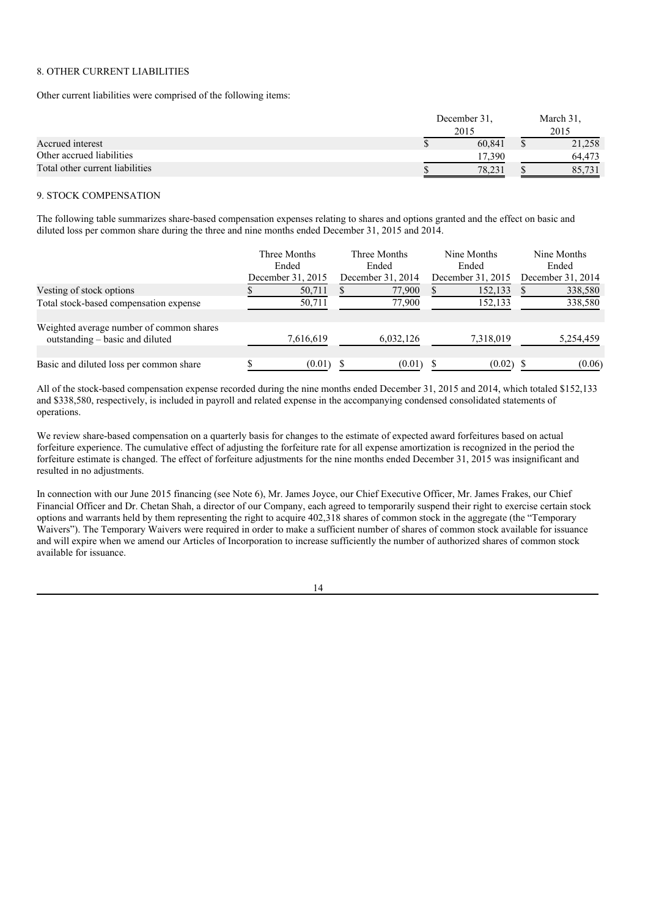8. OTHER CURRENT LIABILITIES

Other current liabilities were comprised of the following items:

| | December 31, 2015 | March 31, 2015 |
|---|---|---|
| Accrued interest | $ 60,841 | $ 21,258 |
| Other accrued liabilities | 17,390 | 64,473 |
| Total other current liabilities | $ 78,231 | $ 85,731 |

9. STOCK COMPENSATION

The following table summarizes share-based compensation expenses relating to shares and options granted and the effect on basic and diluted loss per common share during the three and nine months ended December 31, 2015 and 2014.

| | Three Months Ended December 31, 2015 | Three Months Ended December 31, 2014 | Nine Months Ended December 31, 2015 | Nine Months Ended December 31, 2014 |
|---|---|---|---|---|
| Vesting of stock options | $ 50,711 | $ 77,900 | $ 152,133 | $ 338,580 |
| Total stock-based compensation expense | 50,711 | 77,900 | 152,133 | 338,580 |
| Weighted average number of common shares outstanding – basic and diluted | 7,616,619 | 6,032,126 | 7,318,019 | 5,254,459 |
| Basic and diluted loss per common share | $ (0.01) | $ (0.01) | $ (0.02) | $ (0.06) |

All of the stock-based compensation expense recorded during the nine months ended December 31, 2015 and 2014, which totaled $152,133 and $338,580, respectively, is included in payroll and related expense in the accompanying condensed consolidated statements of operations.

We review share-based compensation on a quarterly basis for changes to the estimate of expected award forfeitures based on actual forfeiture experience. The cumulative effect of adjusting the forfeiture rate for all expense amortization is recognized in the period the forfeiture estimate is changed. The effect of forfeiture adjustments for the nine months ended December 31, 2015 was insignificant and resulted in no adjustments.

In connection with our June 2015 financing (see Note 6), Mr. James Joyce, our Chief Executive Officer, Mr. James Frakes, our Chief Financial Officer and Dr. Chetan Shah, a director of our Company, each agreed to temporarily suspend their right to exercise certain stock options and warrants held by them representing the right to acquire 402,318 shares of common stock in the aggregate (the "Temporary Waivers"). The Temporary Waivers were required in order to make a sufficient number of shares of common stock available for issuance and will expire when we amend our Articles of Incorporation to increase sufficiently the number of authorized shares of common stock available for issuance.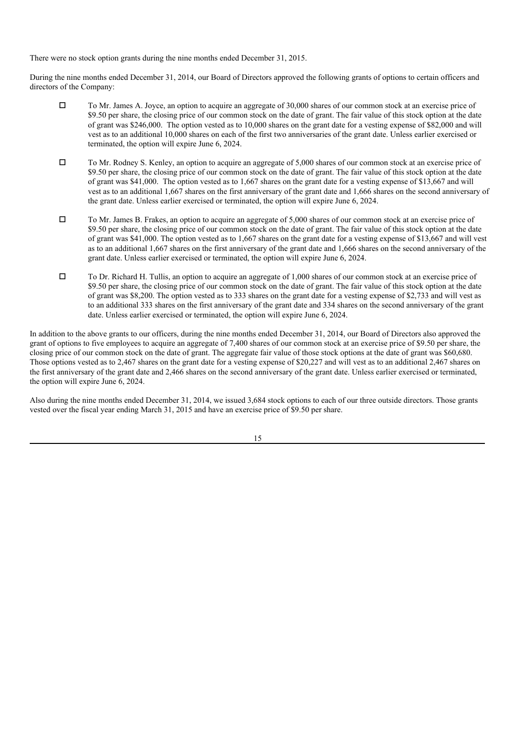There were no stock option grants during the nine months ended December 31, 2015.

During the nine months ended December 31, 2014, our Board of Directors approved the following grants of options to certain officers and directors of the Company:

- To Mr. James A. Joyce, an option to acquire an aggregate of 30,000 shares of our common stock at an exercise price of $9.50 per share, the closing price of our common stock on the date of grant. The fair value of this stock option at the date of grant was $246,000. The option vested as to 10,000 shares on the grant date for a vesting expense of $82,000 and will vest as to an additional 10,000 shares on each of the first two anniversaries of the grant date. Unless earlier exercised or terminated, the option will expire June 6, 2024.

- To Mr. Rodney S. Kenley, an option to acquire an aggregate of 5,000 shares of our common stock at an exercise price of $9.50 per share, the closing price of our common stock on the date of grant. The fair value of this stock option at the date of grant was $41,000. The option vested as to 1,667 shares on the grant date for a vesting expense of $13,667 and will vest as to an additional 1,667 shares on the first anniversary of the grant date and 1,666 shares on the second anniversary of the grant date. Unless earlier exercised or terminated, the option will expire June 6, 2024.

- To Mr. James B. Frakes, an option to acquire an aggregate of 5,000 shares of our common stock at an exercise price of $9.50 per share, the closing price of our common stock on the date of grant. The fair value of this stock option at the date of grant was $41,000. The option vested as to 1,667 shares on the grant date for a vesting expense of $13,667 and will vest as to an additional 1,667 shares on the first anniversary of the grant date and 1,666 shares on the second anniversary of the grant date. Unless earlier exercised or terminated, the option will expire June 6, 2024.

- To Dr. Richard H. Tullis, an option to acquire an aggregate of 1,000 shares of our common stock at an exercise price of $9.50 per share, the closing price of our common stock on the date of grant. The fair value of this stock option at the date of grant was $8,200. The option vested as to 333 shares on the grant date for a vesting expense of $2,733 and will vest as to an additional 333 shares on the first anniversary of the grant date and 334 shares on the second anniversary of the grant date. Unless earlier exercised or terminated, the option will expire June 6, 2024.

In addition to the above grants to our officers, during the nine months ended December 31, 2014, our Board of Directors also approved the grant of options to five employees to acquire an aggregate of 7,400 shares of our common stock at an exercise price of $9.50 per share, the closing price of our common stock on the date of grant. The aggregate fair value of those stock options at the date of grant was $60,680. Those options vested as to 2,467 shares on the grant date for a vesting expense of $20,227 and will vest as to an additional 2,467 shares on the first anniversary of the grant date and 2,466 shares on the second anniversary of the grant date. Unless earlier exercised or terminated, the option will expire June 6, 2024.

Also during the nine months ended December 31, 2014, we issued 3,684 stock options to each of our three outside directors. Those grants vested over the fiscal year ending March 31, 2015 and have an exercise price of $9.50 per share.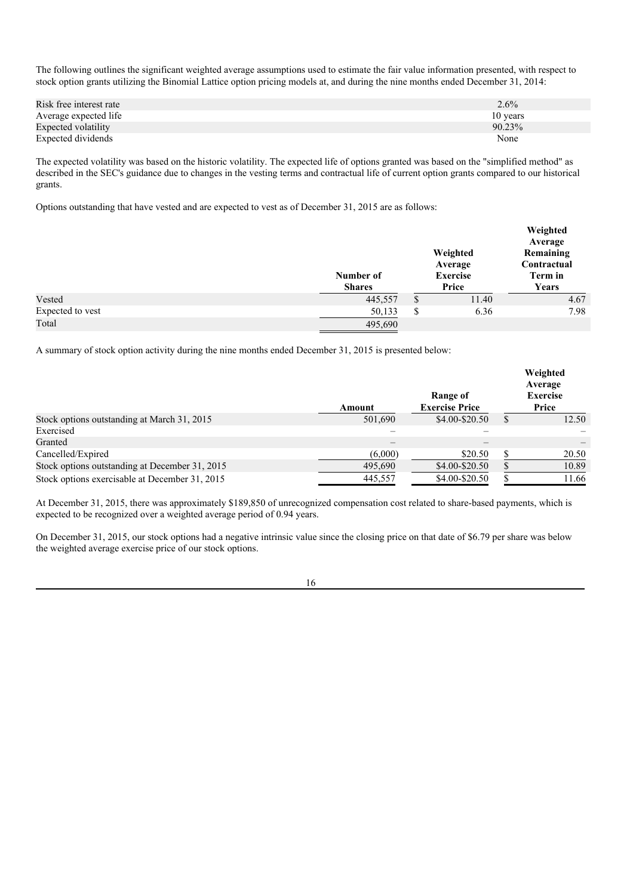The following outlines the significant weighted average assumptions used to estimate the fair value information presented, with respect to stock option grants utilizing the Binomial Lattice option pricing models at, and during the nine months ended December 31, 2014:

| | |
|---|---|
| Risk free interest rate | 2.6% |
| Average expected life | 10 years |
| Expected volatility | 90.23% |
| Expected dividends | None |

The expected volatility was based on the historic volatility. The expected life of options granted was based on the "simplified method" as described in the SEC's guidance due to changes in the vesting terms and contractual life of current option grants compared to our historical grants.

Options outstanding that have vested and are expected to vest as of December 31, 2015 are as follows:

| | Number of Shares | Weighted Average Exercise Price | Weighted Average Remaining Contractual Term in Years |
|---|---|---|---|
| Vested | 445,557 | $ 11.40 | 4.67 |
| Expected to vest | 50,133 | $ 6.36 | 7.98 |
| Total | 495,690 | | |

A summary of stock option activity during the nine months ended December 31, 2015 is presented below:

| | Amount | Range of Exercise Price | Weighted Average Exercise Price |
|---|---|---|---|
| Stock options outstanding at March 31, 2015 | 501,690 | \$4.00-\$20.50 | $ 12.50 |
| Exercised | – | – | – |
| Granted | – | – | – |
| Cancelled/Expired | (6,000) | \$20.50 | $ 20.50 |
| Stock options outstanding at December 31, 2015 | 495,690 | \$4.00-\$20.50 | $ 10.89 |
| Stock options exercisable at December 31, 2015 | 445,557 | \$4.00-\$20.50 | $ 11.66 |

At December 31, 2015, there was approximately \$189,850 of unrecognized compensation cost related to share-based payments, which is expected to be recognized over a weighted average period of 0.94 years.

On December 31, 2015, our stock options had a negative intrinsic value since the closing price on that date of \$6.79 per share was below the weighted average exercise price of our stock options.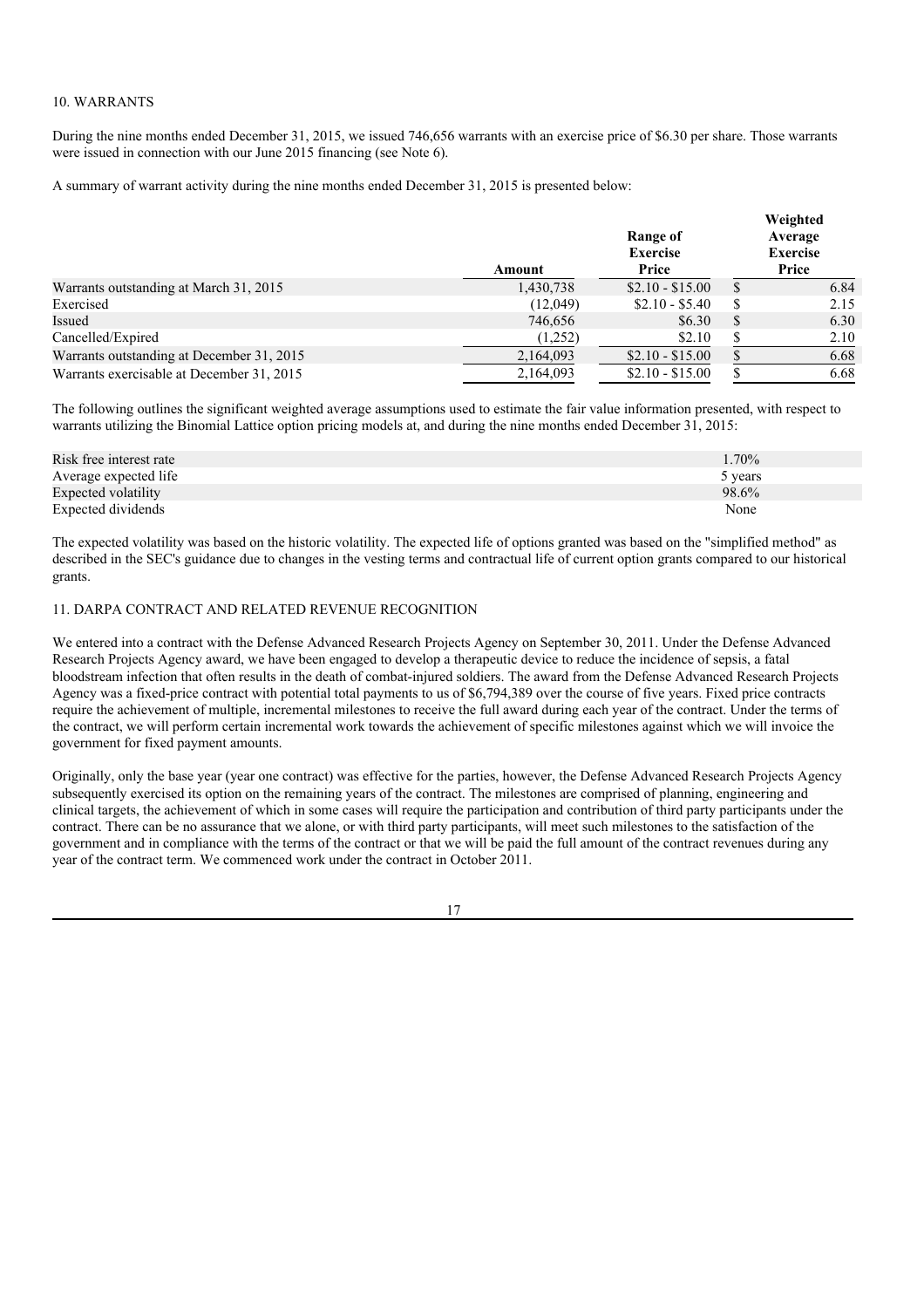## 10. WARRANTS

During the nine months ended December 31, 2015, we issued 746,656 warrants with an exercise price of $6.30 per share. Those warrants were issued in connection with our June 2015 financing (see Note 6).

A summary of warrant activity during the nine months ended December 31, 2015 is presented below:

| | Amount | Range of Exercise Price | Weighted Average Exercise Price |
|---|---|---|---|
| Warrants outstanding at March 31, 2015 | 1,430,738 | $2.10 - $15.00 | $ 6.84 |
| Exercised | (12,049) | $2.10 - $5.40 | $ 2.15 |
| Issued | 746,656 | $6.30 | $ 6.30 |
| Cancelled/Expired | (1,252) | $2.10 | $ 2.10 |
| Warrants outstanding at December 31, 2015 | 2,164,093 | $2.10 - $15.00 | $ 6.68 |
| Warrants exercisable at December 31, 2015 | 2,164,093 | $2.10 - $15.00 | $ 6.68 |

The following outlines the significant weighted average assumptions used to estimate the fair value information presented, with respect to warrants utilizing the Binomial Lattice option pricing models at, and during the nine months ended December 31, 2015:

| | |
|---|---|
| Risk free interest rate | 1.70% |
| Average expected life | 5 years |
| Expected volatility | 98.6% |
| Expected dividends | None |

The expected volatility was based on the historic volatility. The expected life of options granted was based on the "simplified method" as described in the SEC's guidance due to changes in the vesting terms and contractual life of current option grants compared to our historical grants.

## 11. DARPA CONTRACT AND RELATED REVENUE RECOGNITION

We entered into a contract with the Defense Advanced Research Projects Agency on September 30, 2011. Under the Defense Advanced Research Projects Agency award, we have been engaged to develop a therapeutic device to reduce the incidence of sepsis, a fatal bloodstream infection that often results in the death of combat-injured soldiers. The award from the Defense Advanced Research Projects Agency was a fixed-price contract with potential total payments to us of $6,794,389 over the course of five years. Fixed price contracts require the achievement of multiple, incremental milestones to receive the full award during each year of the contract. Under the terms of the contract, we will perform certain incremental work towards the achievement of specific milestones against which we will invoice the government for fixed payment amounts.

Originally, only the base year (year one contract) was effective for the parties, however, the Defense Advanced Research Projects Agency subsequently exercised its option on the remaining years of the contract. The milestones are comprised of planning, engineering and clinical targets, the achievement of which in some cases will require the participation and contribution of third party participants under the contract. There can be no assurance that we alone, or with third party participants, will meet such milestones to the satisfaction of the government and in compliance with the terms of the contract or that we will be paid the full amount of the contract revenues during any year of the contract term. We commenced work under the contract in October 2011.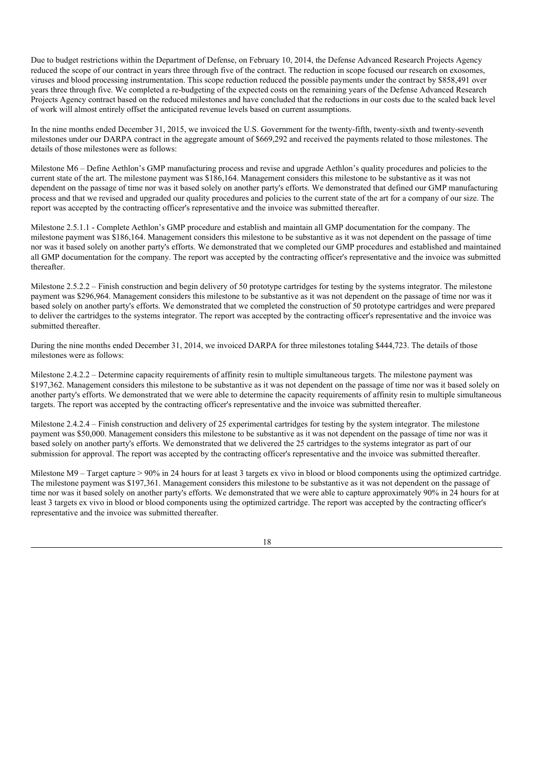Due to budget restrictions within the Department of Defense, on February 10, 2014, the Defense Advanced Research Projects Agency reduced the scope of our contract in years three through five of the contract. The reduction in scope focused our research on exosomes, viruses and blood processing instrumentation. This scope reduction reduced the possible payments under the contract by $858,491 over years three through five. We completed a re-budgeting of the expected costs on the remaining years of the Defense Advanced Research Projects Agency contract based on the reduced milestones and have concluded that the reductions in our costs due to the scaled back level of work will almost entirely offset the anticipated revenue levels based on current assumptions.

In the nine months ended December 31, 2015, we invoiced the U.S. Government for the twenty-fifth, twenty-sixth and twenty-seventh milestones under our DARPA contract in the aggregate amount of $669,292 and received the payments related to those milestones. The details of those milestones were as follows:

Milestone M6 – Define Aethlon's GMP manufacturing process and revise and upgrade Aethlon's quality procedures and policies to the current state of the art. The milestone payment was $186,164. Management considers this milestone to be substantive as it was not dependent on the passage of time nor was it based solely on another party's efforts. We demonstrated that defined our GMP manufacturing process and that we revised and upgraded our quality procedures and policies to the current state of the art for a company of our size. The report was accepted by the contracting officer's representative and the invoice was submitted thereafter.

Milestone 2.5.1.1 - Complete Aethlon's GMP procedure and establish and maintain all GMP documentation for the company. The milestone payment was $186,164. Management considers this milestone to be substantive as it was not dependent on the passage of time nor was it based solely on another party's efforts. We demonstrated that we completed our GMP procedures and established and maintained all GMP documentation for the company. The report was accepted by the contracting officer's representative and the invoice was submitted thereafter.

Milestone 2.5.2.2 – Finish construction and begin delivery of 50 prototype cartridges for testing by the systems integrator. The milestone payment was $296,964. Management considers this milestone to be substantive as it was not dependent on the passage of time nor was it based solely on another party's efforts. We demonstrated that we completed the construction of 50 prototype cartridges and were prepared to deliver the cartridges to the systems integrator. The report was accepted by the contracting officer's representative and the invoice was submitted thereafter.

During the nine months ended December 31, 2014, we invoiced DARPA for three milestones totaling $444,723. The details of those milestones were as follows:

Milestone 2.4.2.2 – Determine capacity requirements of affinity resin to multiple simultaneous targets. The milestone payment was $197,362. Management considers this milestone to be substantive as it was not dependent on the passage of time nor was it based solely on another party's efforts. We demonstrated that we were able to determine the capacity requirements of affinity resin to multiple simultaneous targets. The report was accepted by the contracting officer's representative and the invoice was submitted thereafter.

Milestone 2.4.2.4 – Finish construction and delivery of 25 experimental cartridges for testing by the system integrator. The milestone payment was $50,000. Management considers this milestone to be substantive as it was not dependent on the passage of time nor was it based solely on another party's efforts. We demonstrated that we delivered the 25 cartridges to the systems integrator as part of our submission for approval. The report was accepted by the contracting officer's representative and the invoice was submitted thereafter.

Milestone M9 – Target capture > 90% in 24 hours for at least 3 targets ex vivo in blood or blood components using the optimized cartridge. The milestone payment was $197,361. Management considers this milestone to be substantive as it was not dependent on the passage of time nor was it based solely on another party's efforts. We demonstrated that we were able to capture approximately 90% in 24 hours for at least 3 targets ex vivo in blood or blood components using the optimized cartridge. The report was accepted by the contracting officer's representative and the invoice was submitted thereafter.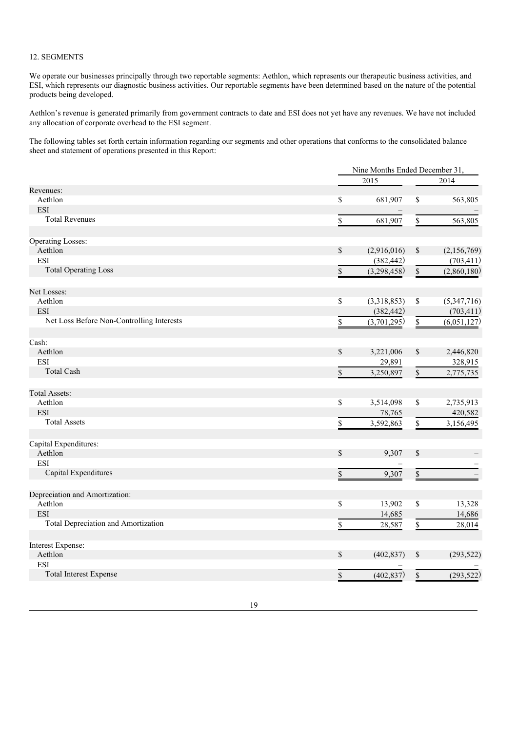12. SEGMENTS

We operate our businesses principally through two reportable segments: Aethlon, which represents our therapeutic business activities, and ESI, which represents our diagnostic business activities. Our reportable segments have been determined based on the nature of the potential products being developed.

Aethlon's revenue is generated primarily from government contracts to date and ESI does not yet have any revenues. We have not included any allocation of corporate overhead to the ESI segment.

The following tables set forth certain information regarding our segments and other operations that conforms to the consolidated balance sheet and statement of operations presented in this Report:

| | Nine Months Ended December 31, | |
|---|---|---|
| | 2015 | 2014 |
| Revenues: | | |
| Aethlon | $ 681,907 | $ 563,805 |
| ESI | – | – |
| Total Revenues | $ 681,907 | $ 563,805 |
| | | |
| Operating Losses: | | |
| Aethlon | $ (2,916,016) | $ (2,156,769) |
| ESI | (382,442) | (703,411) |
| Total Operating Loss | $ (3,298,458) | $ (2,860,180) |
| | | |
| Net Losses: | | |
| Aethlon | $ (3,318,853) | $ (5,347,716) |
| ESI | (382,442) | (703,411) |
| Net Loss Before Non-Controlling Interests | $ (3,701,295) | $ (6,051,127) |
| | | |
| Cash: | | |
| Aethlon | $ 3,221,006 | $ 2,446,820 |
| ESI | 29,891 | 328,915 |
| Total Cash | $ 3,250,897 | $ 2,775,735 |
| | | |
| Total Assets: | | |
| Aethlon | $ 3,514,098 | $ 2,735,913 |
| ESI | 78,765 | 420,582 |
| Total Assets | $ 3,592,863 | $ 3,156,495 |
| | | |
| Capital Expenditures: | | |
| Aethlon | $ 9,307 | $ – |
| ESI | – | – |
| Capital Expenditures | $ 9,307 | $ – |
| | | |
| Depreciation and Amortization: | | |
| Aethlon | $ 13,902 | $ 13,328 |
| ESI | 14,685 | 14,686 |
| Total Depreciation and Amortization | $ 28,587 | $ 28,014 |
| | | |
| Interest Expense: | | |
| Aethlon | $ (402,837) | $ (293,522) |
| ESI | – | – |
| Total Interest Expense | $ (402,837) | $ (293,522) |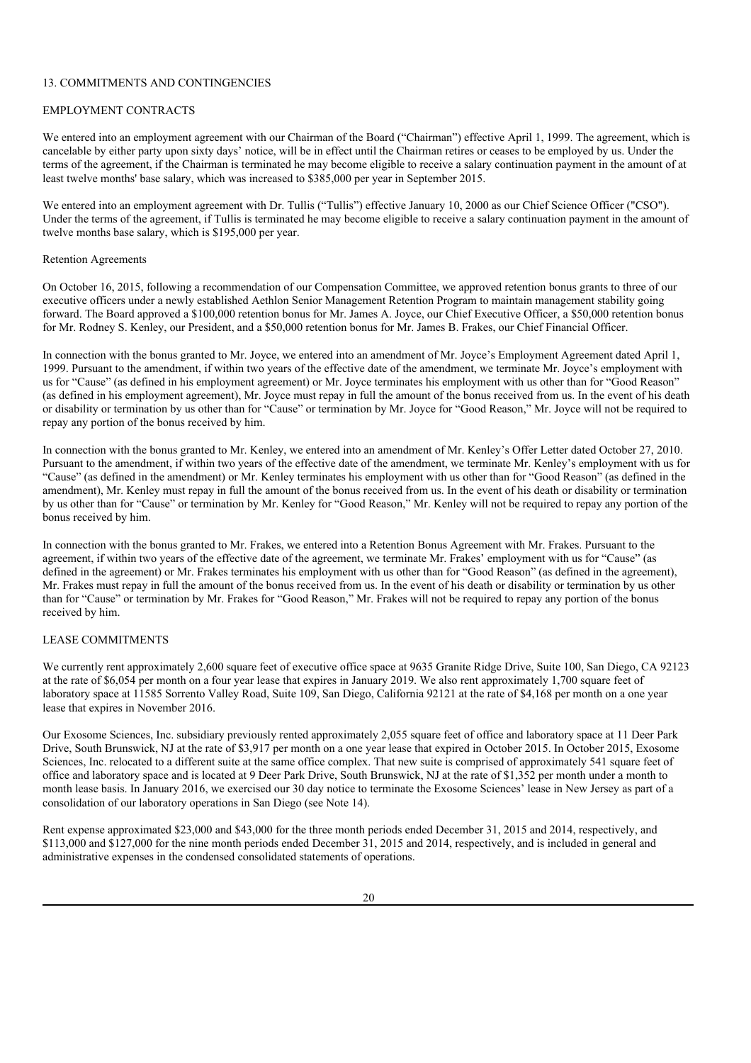## 13. COMMITMENTS AND CONTINGENCIES

### EMPLOYMENT CONTRACTS

We entered into an employment agreement with our Chairman of the Board ("Chairman") effective April 1, 1999. The agreement, which is cancelable by either party upon sixty days' notice, will be in effect until the Chairman retires or ceases to be employed by us. Under the terms of the agreement, if the Chairman is terminated he may become eligible to receive a salary continuation payment in the amount of at least twelve months' base salary, which was increased to $385,000 per year in September 2015.

We entered into an employment agreement with Dr. Tullis ("Tullis") effective January 10, 2000 as our Chief Science Officer ("CSO"). Under the terms of the agreement, if Tullis is terminated he may become eligible to receive a salary continuation payment in the amount of twelve months base salary, which is $195,000 per year.

### Retention Agreements

On October 16, 2015, following a recommendation of our Compensation Committee, we approved retention bonus grants to three of our executive officers under a newly established Aethlon Senior Management Retention Program to maintain management stability going forward. The Board approved a $100,000 retention bonus for Mr. James A. Joyce, our Chief Executive Officer, a $50,000 retention bonus for Mr. Rodney S. Kenley, our President, and a $50,000 retention bonus for Mr. James B. Frakes, our Chief Financial Officer.

In connection with the bonus granted to Mr. Joyce, we entered into an amendment of Mr. Joyce's Employment Agreement dated April 1, 1999. Pursuant to the amendment, if within two years of the effective date of the amendment, we terminate Mr. Joyce's employment with us for "Cause" (as defined in his employment agreement) or Mr. Joyce terminates his employment with us other than for "Good Reason" (as defined in his employment agreement), Mr. Joyce must repay in full the amount of the bonus received from us. In the event of his death or disability or termination by us other than for "Cause" or termination by Mr. Joyce for "Good Reason," Mr. Joyce will not be required to repay any portion of the bonus received by him.

In connection with the bonus granted to Mr. Kenley, we entered into an amendment of Mr. Kenley's Offer Letter dated October 27, 2010. Pursuant to the amendment, if within two years of the effective date of the amendment, we terminate Mr. Kenley's employment with us for "Cause" (as defined in the amendment) or Mr. Kenley terminates his employment with us other than for "Good Reason" (as defined in the amendment), Mr. Kenley must repay in full the amount of the bonus received from us. In the event of his death or disability or termination by us other than for "Cause" or termination by Mr. Kenley for "Good Reason," Mr. Kenley will not be required to repay any portion of the bonus received by him.

In connection with the bonus granted to Mr. Frakes, we entered into a Retention Bonus Agreement with Mr. Frakes. Pursuant to the agreement, if within two years of the effective date of the agreement, we terminate Mr. Frakes' employment with us for "Cause" (as defined in the agreement) or Mr. Frakes terminates his employment with us other than for "Good Reason" (as defined in the agreement), Mr. Frakes must repay in full the amount of the bonus received from us. In the event of his death or disability or termination by us other than for "Cause" or termination by Mr. Frakes for "Good Reason," Mr. Frakes will not be required to repay any portion of the bonus received by him.

### LEASE COMMITMENTS

We currently rent approximately 2,600 square feet of executive office space at 9635 Granite Ridge Drive, Suite 100, San Diego, CA 92123 at the rate of $6,054 per month on a four year lease that expires in January 2019. We also rent approximately 1,700 square feet of laboratory space at 11585 Sorrento Valley Road, Suite 109, San Diego, California 92121 at the rate of $4,168 per month on a one year lease that expires in November 2016.

Our Exosome Sciences, Inc. subsidiary previously rented approximately 2,055 square feet of office and laboratory space at 11 Deer Park Drive, South Brunswick, NJ at the rate of $3,917 per month on a one year lease that expired in October 2015. In October 2015, Exosome Sciences, Inc. relocated to a different suite at the same office complex. That new suite is comprised of approximately 541 square feet of office and laboratory space and is located at 9 Deer Park Drive, South Brunswick, NJ at the rate of $1,352 per month under a month to month lease basis. In January 2016, we exercised our 30 day notice to terminate the Exosome Sciences' lease in New Jersey as part of a consolidation of our laboratory operations in San Diego (see Note 14).

Rent expense approximated $23,000 and $43,000 for the three month periods ended December 31, 2015 and 2014, respectively, and $113,000 and $127,000 for the nine month periods ended December 31, 2015 and 2014, respectively, and is included in general and administrative expenses in the condensed consolidated statements of operations.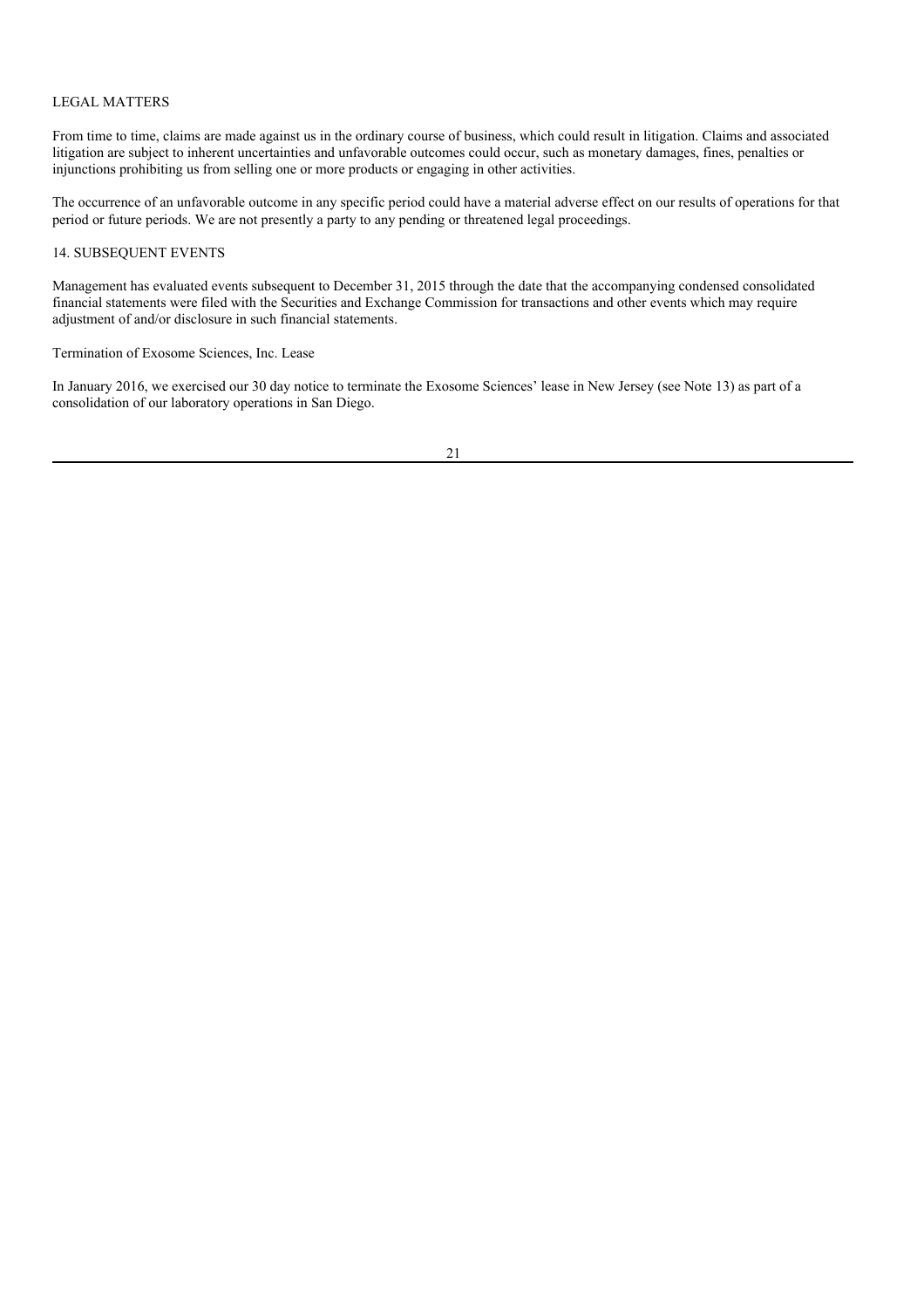### LEGAL MATTERS

From time to time, claims are made against us in the ordinary course of business, which could result in litigation. Claims and associated litigation are subject to inherent uncertainties and unfavorable outcomes could occur, such as monetary damages, fines, penalties or injunctions prohibiting us from selling one or more products or engaging in other activities.

The occurrence of an unfavorable outcome in any specific period could have a material adverse effect on our results of operations for that period or future periods. We are not presently a party to any pending or threatened legal proceedings.

## 14. SUBSEQUENT EVENTS

Management has evaluated events subsequent to December 31, 2015 through the date that the accompanying condensed consolidated financial statements were filed with the Securities and Exchange Commission for transactions and other events which may require adjustment of and/or disclosure in such financial statements.

### Termination of Exosome Sciences, Inc. Lease

In January 2016, we exercised our 30 day notice to terminate the Exosome Sciences' lease in New Jersey (see Note 13) as part of a consolidation of our laboratory operations in San Diego.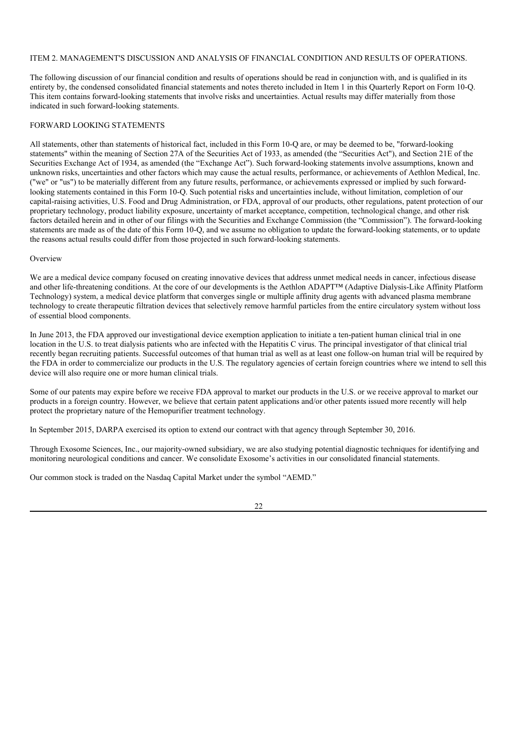## ITEM 2. MANAGEMENT'S DISCUSSION AND ANALYSIS OF FINANCIAL CONDITION AND RESULTS OF OPERATIONS.

The following discussion of our financial condition and results of operations should be read in conjunction with, and is qualified in its entirety by, the condensed consolidated financial statements and notes thereto included in Item 1 in this Quarterly Report on Form 10-Q. This item contains forward-looking statements that involve risks and uncertainties. Actual results may differ materially from those indicated in such forward-looking statements.

### FORWARD LOOKING STATEMENTS

All statements, other than statements of historical fact, included in this Form 10-Q are, or may be deemed to be, "forward-looking statements" within the meaning of Section 27A of the Securities Act of 1933, as amended (the "Securities Act"), and Section 21E of the Securities Exchange Act of 1934, as amended (the "Exchange Act"). Such forward-looking statements involve assumptions, known and unknown risks, uncertainties and other factors which may cause the actual results, performance, or achievements of Aethlon Medical, Inc. ("we" or "us") to be materially different from any future results, performance, or achievements expressed or implied by such forward-looking statements contained in this Form 10-Q. Such potential risks and uncertainties include, without limitation, completion of our capital-raising activities, U.S. Food and Drug Administration, or FDA, approval of our products, other regulations, patent protection of our proprietary technology, product liability exposure, uncertainty of market acceptance, competition, technological change, and other risk factors detailed herein and in other of our filings with the Securities and Exchange Commission (the "Commission"). The forward-looking statements are made as of the date of this Form 10-Q, and we assume no obligation to update the forward-looking statements, or to update the reasons actual results could differ from those projected in such forward-looking statements.

### Overview

We are a medical device company focused on creating innovative devices that address unmet medical needs in cancer, infectious disease and other life-threatening conditions. At the core of our developments is the Aethlon ADAPT™ (Adaptive Dialysis-Like Affinity Platform Technology) system, a medical device platform that converges single or multiple affinity drug agents with advanced plasma membrane technology to create therapeutic filtration devices that selectively remove harmful particles from the entire circulatory system without loss of essential blood components.

In June 2013, the FDA approved our investigational device exemption application to initiate a ten-patient human clinical trial in one location in the U.S. to treat dialysis patients who are infected with the Hepatitis C virus. The principal investigator of that clinical trial recently began recruiting patients. Successful outcomes of that human trial as well as at least one follow-on human trial will be required by the FDA in order to commercialize our products in the U.S. The regulatory agencies of certain foreign countries where we intend to sell this device will also require one or more human clinical trials.

Some of our patents may expire before we receive FDA approval to market our products in the U.S. or we receive approval to market our products in a foreign country. However, we believe that certain patent applications and/or other patents issued more recently will help protect the proprietary nature of the Hemopurifier treatment technology.

In September 2015, DARPA exercised its option to extend our contract with that agency through September 30, 2016.

Through Exosome Sciences, Inc., our majority-owned subsidiary, we are also studying potential diagnostic techniques for identifying and monitoring neurological conditions and cancer. We consolidate Exosome's activities in our consolidated financial statements.

Our common stock is traded on the Nasdaq Capital Market under the symbol "AEMD."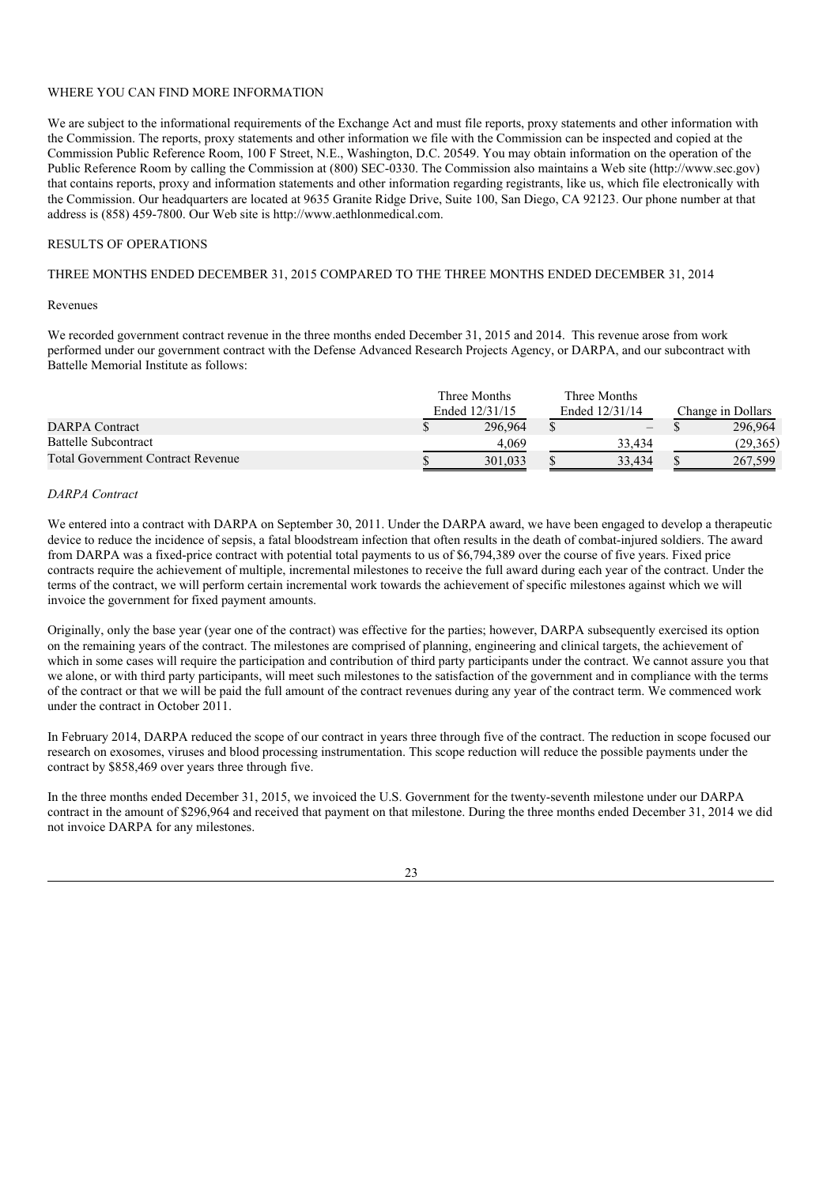WHERE YOU CAN FIND MORE INFORMATION

We are subject to the informational requirements of the Exchange Act and must file reports, proxy statements and other information with the Commission. The reports, proxy statements and other information we file with the Commission can be inspected and copied at the Commission Public Reference Room, 100 F Street, N.E., Washington, D.C. 20549. You may obtain information on the operation of the Public Reference Room by calling the Commission at (800) SEC-0330. The Commission also maintains a Web site (http://www.sec.gov) that contains reports, proxy and information statements and other information regarding registrants, like us, which file electronically with the Commission. Our headquarters are located at 9635 Granite Ridge Drive, Suite 100, San Diego, CA 92123. Our phone number at that address is (858) 459-7800. Our Web site is http://www.aethlonmedical.com.

RESULTS OF OPERATIONS

THREE MONTHS ENDED DECEMBER 31, 2015 COMPARED TO THE THREE MONTHS ENDED DECEMBER 31, 2014

Revenues

We recorded government contract revenue in the three months ended December 31, 2015 and 2014. This revenue arose from work performed under our government contract with the Defense Advanced Research Projects Agency, or DARPA, and our subcontract with Battelle Memorial Institute as follows:

| | Three Months Ended 12/31/15 | Three Months Ended 12/31/14 | Change in Dollars |
|---|---|---|---|
| DARPA Contract | $ 296,964 | $ – | $ 296,964 |
| Battelle Subcontract | 4,069 | 33,434 | (29,365) |
| Total Government Contract Revenue | $ 301,033 | $ 33,434 | $ 267,599 |

*DARPA Contract*

We entered into a contract with DARPA on September 30, 2011. Under the DARPA award, we have been engaged to develop a therapeutic device to reduce the incidence of sepsis, a fatal bloodstream infection that often results in the death of combat-injured soldiers. The award from DARPA was a fixed-price contract with potential total payments to us of $6,794,389 over the course of five years. Fixed price contracts require the achievement of multiple, incremental milestones to receive the full award during each year of the contract. Under the terms of the contract, we will perform certain incremental work towards the achievement of specific milestones against which we will invoice the government for fixed payment amounts.

Originally, only the base year (year one of the contract) was effective for the parties; however, DARPA subsequently exercised its option on the remaining years of the contract. The milestones are comprised of planning, engineering and clinical targets, the achievement of which in some cases will require the participation and contribution of third party participants under the contract. We cannot assure you that we alone, or with third party participants, will meet such milestones to the satisfaction of the government and in compliance with the terms of the contract or that we will be paid the full amount of the contract revenues during any year of the contract term. We commenced work under the contract in October 2011.

In February 2014, DARPA reduced the scope of our contract in years three through five of the contract. The reduction in scope focused our research on exosomes, viruses and blood processing instrumentation. This scope reduction will reduce the possible payments under the contract by $858,469 over years three through five.

In the three months ended December 31, 2015, we invoiced the U.S. Government for the twenty-seventh milestone under our DARPA contract in the amount of $296,964 and received that payment on that milestone. During the three months ended December 31, 2014 we did not invoice DARPA for any milestones.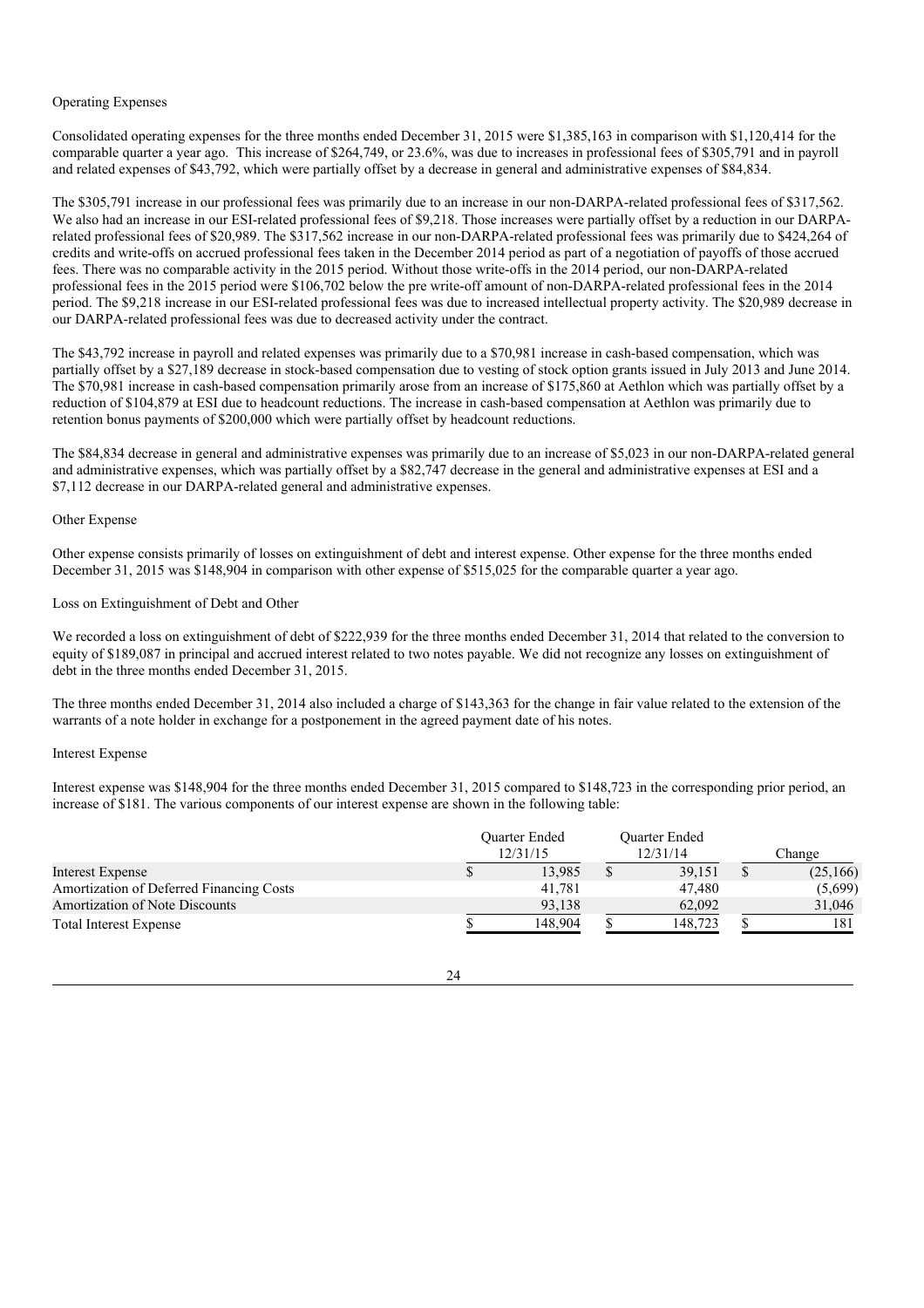Operating Expenses

Consolidated operating expenses for the three months ended December 31, 2015 were $1,385,163 in comparison with $1,120,414 for the comparable quarter a year ago. This increase of $264,749, or 23.6%, was due to increases in professional fees of $305,791 and in payroll and related expenses of $43,792, which were partially offset by a decrease in general and administrative expenses of $84,834.

The $305,791 increase in our professional fees was primarily due to an increase in our non-DARPA-related professional fees of $317,562. We also had an increase in our ESI-related professional fees of $9,218. Those increases were partially offset by a reduction in our DARPA-related professional fees of $20,989. The $317,562 increase in our non-DARPA-related professional fees was primarily due to $424,264 of credits and write-offs on accrued professional fees taken in the December 2014 period as part of a negotiation of payoffs of those accrued fees. There was no comparable activity in the 2015 period. Without those write-offs in the 2014 period, our non-DARPA-related professional fees in the 2015 period were $106,702 below the pre write-off amount of non-DARPA-related professional fees in the 2014 period. The $9,218 increase in our ESI-related professional fees was due to increased intellectual property activity. The $20,989 decrease in our DARPA-related professional fees was due to decreased activity under the contract.

The $43,792 increase in payroll and related expenses was primarily due to a $70,981 increase in cash-based compensation, which was partially offset by a $27,189 decrease in stock-based compensation due to vesting of stock option grants issued in July 2013 and June 2014. The $70,981 increase in cash-based compensation primarily arose from an increase of $175,860 at Aethlon which was partially offset by a reduction of $104,879 at ESI due to headcount reductions. The increase in cash-based compensation at Aethlon was primarily due to retention bonus payments of $200,000 which were partially offset by headcount reductions.

The $84,834 decrease in general and administrative expenses was primarily due to an increase of $5,023 in our non-DARPA-related general and administrative expenses, which was partially offset by a $82,747 decrease in the general and administrative expenses at ESI and a $7,112 decrease in our DARPA-related general and administrative expenses.

Other Expense

Other expense consists primarily of losses on extinguishment of debt and interest expense. Other expense for the three months ended December 31, 2015 was $148,904 in comparison with other expense of $515,025 for the comparable quarter a year ago.

Loss on Extinguishment of Debt and Other

We recorded a loss on extinguishment of debt of $222,939 for the three months ended December 31, 2014 that related to the conversion to equity of $189,087 in principal and accrued interest related to two notes payable. We did not recognize any losses on extinguishment of debt in the three months ended December 31, 2015.

The three months ended December 31, 2014 also included a charge of $143,363 for the change in fair value related to the extension of the warrants of a note holder in exchange for a postponement in the agreed payment date of his notes.

Interest Expense

Interest expense was $148,904 for the three months ended December 31, 2015 compared to $148,723 in the corresponding prior period, an increase of $181. The various components of our interest expense are shown in the following table:

| | Quarter Ended 12/31/15 | Quarter Ended 12/31/14 | Change |
|---|---|---|---|
| Interest Expense | $ 13,985 | $ 39,151 | $ (25,166) |
| Amortization of Deferred Financing Costs | 41,781 | 47,480 | (5,699) |
| Amortization of Note Discounts | 93,138 | 62,092 | 31,046 |
| Total Interest Expense | $ 148,904 | $ 148,723 | $ 181 |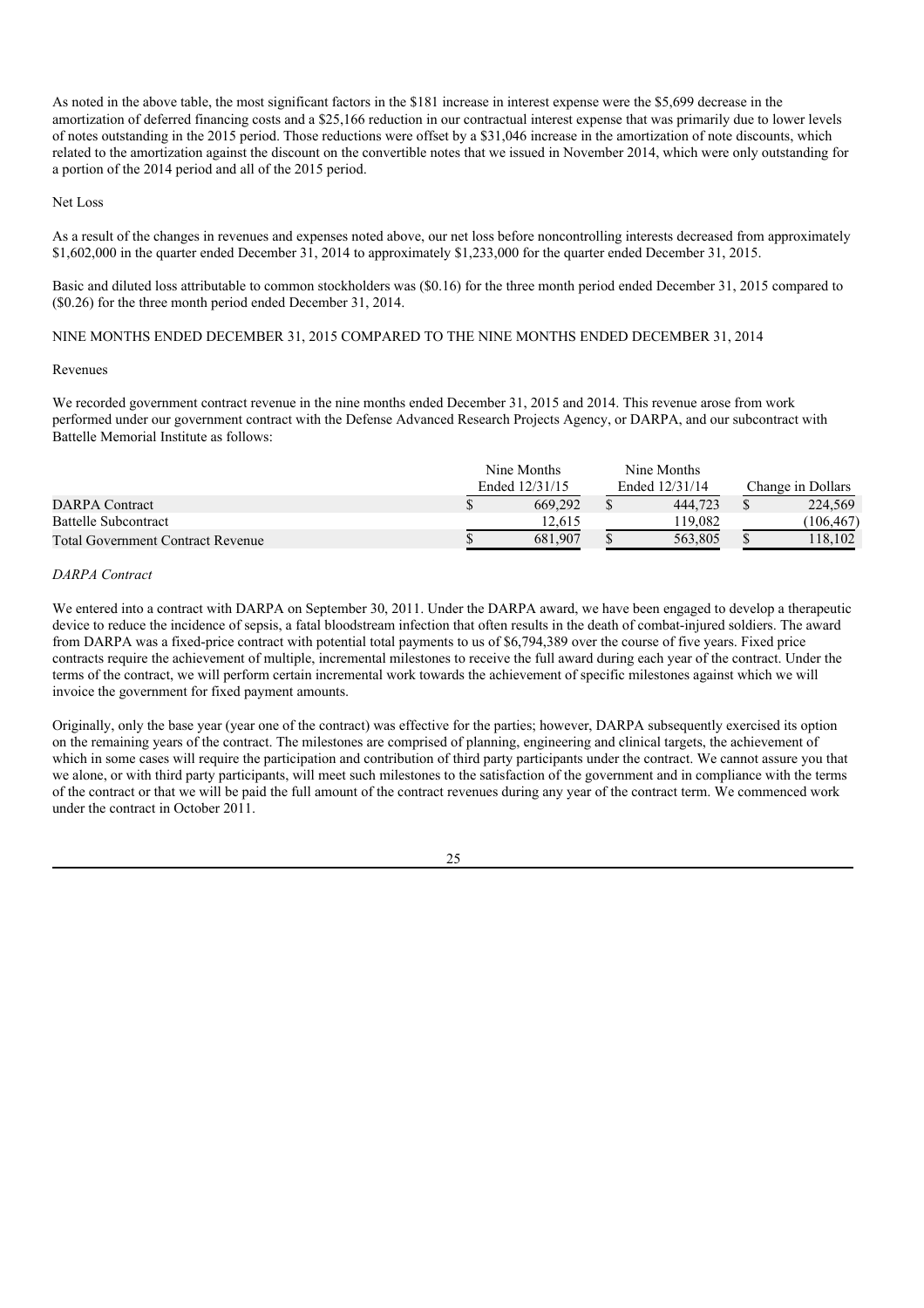As noted in the above table, the most significant factors in the $181 increase in interest expense were the $5,699 decrease in the amortization of deferred financing costs and a $25,166 reduction in our contractual interest expense that was primarily due to lower levels of notes outstanding in the 2015 period. Those reductions were offset by a $31,046 increase in the amortization of note discounts, which related to the amortization against the discount on the convertible notes that we issued in November 2014, which were only outstanding for a portion of the 2014 period and all of the 2015 period.

Net Loss

As a result of the changes in revenues and expenses noted above, our net loss before noncontrolling interests decreased from approximately $1,602,000 in the quarter ended December 31, 2014 to approximately $1,233,000 for the quarter ended December 31, 2015.

Basic and diluted loss attributable to common stockholders was ($0.16) for the three month period ended December 31, 2015 compared to ($0.26) for the three month period ended December 31, 2014.

NINE MONTHS ENDED DECEMBER 31, 2015 COMPARED TO THE NINE MONTHS ENDED DECEMBER 31, 2014

Revenues

We recorded government contract revenue in the nine months ended December 31, 2015 and 2014. This revenue arose from work performed under our government contract with the Defense Advanced Research Projects Agency, or DARPA, and our subcontract with Battelle Memorial Institute as follows:

| | Nine Months Ended 12/31/15 | Nine Months Ended 12/31/14 | Change in Dollars |
|---|---|---|---|
| DARPA Contract | $ 669,292 | $ 444,723 | $ 224,569 |
| Battelle Subcontract | 12,615 | 119,082 | (106,467) |
| Total Government Contract Revenue | $ 681,907 | $ 563,805 | $ 118,102 |

*DARPA Contract*

We entered into a contract with DARPA on September 30, 2011. Under the DARPA award, we have been engaged to develop a therapeutic device to reduce the incidence of sepsis, a fatal bloodstream infection that often results in the death of combat-injured soldiers. The award from DARPA was a fixed-price contract with potential total payments to us of $6,794,389 over the course of five years. Fixed price contracts require the achievement of multiple, incremental milestones to receive the full award during each year of the contract. Under the terms of the contract, we will perform certain incremental work towards the achievement of specific milestones against which we will invoice the government for fixed payment amounts.

Originally, only the base year (year one of the contract) was effective for the parties; however, DARPA subsequently exercised its option on the remaining years of the contract. The milestones are comprised of planning, engineering and clinical targets, the achievement of which in some cases will require the participation and contribution of third party participants under the contract. We cannot assure you that we alone, or with third party participants, will meet such milestones to the satisfaction of the government and in compliance with the terms of the contract or that we will be paid the full amount of the contract revenues during any year of the contract term. We commenced work under the contract in October 2011.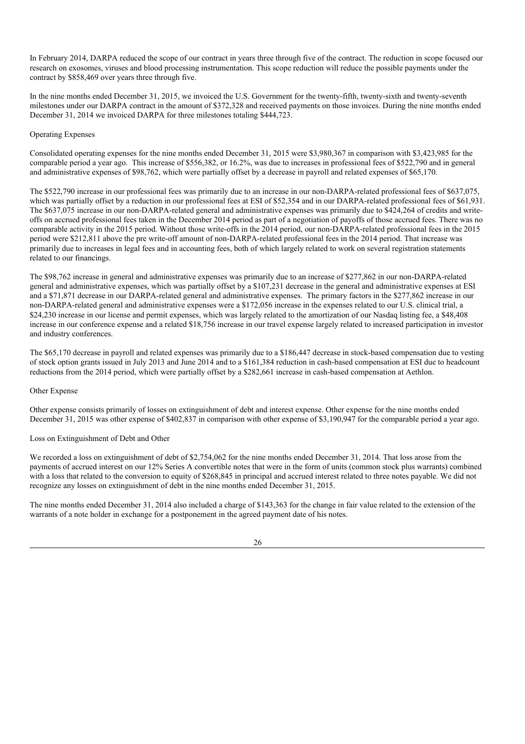In February 2014, DARPA reduced the scope of our contract in years three through five of the contract. The reduction in scope focused our research on exosomes, viruses and blood processing instrumentation. This scope reduction will reduce the possible payments under the contract by $858,469 over years three through five.

In the nine months ended December 31, 2015, we invoiced the U.S. Government for the twenty-fifth, twenty-sixth and twenty-seventh milestones under our DARPA contract in the amount of $372,328 and received payments on those invoices. During the nine months ended December 31, 2014 we invoiced DARPA for three milestones totaling $444,723.

### Operating Expenses

Consolidated operating expenses for the nine months ended December 31, 2015 were $3,980,367 in comparison with $3,423,985 for the comparable period a year ago. This increase of $556,382, or 16.2%, was due to increases in professional fees of $522,790 and in general and administrative expenses of $98,762, which were partially offset by a decrease in payroll and related expenses of $65,170.

The $522,790 increase in our professional fees was primarily due to an increase in our non-DARPA-related professional fees of $637,075, which was partially offset by a reduction in our professional fees at ESI of $52,354 and in our DARPA-related professional fees of $61,931. The $637,075 increase in our non-DARPA-related general and administrative expenses was primarily due to $424,264 of credits and write-offs on accrued professional fees taken in the December 2014 period as part of a negotiation of payoffs of those accrued fees. There was no comparable activity in the 2015 period. Without those write-offs in the 2014 period, our non-DARPA-related professional fees in the 2015 period were $212,811 above the pre write-off amount of non-DARPA-related professional fees in the 2014 period. That increase was primarily due to increases in legal fees and in accounting fees, both of which largely related to work on several registration statements related to our financings.

The $98,762 increase in general and administrative expenses was primarily due to an increase of $277,862 in our non-DARPA-related general and administrative expenses, which was partially offset by a $107,231 decrease in the general and administrative expenses at ESI and a $71,871 decrease in our DARPA-related general and administrative expenses. The primary factors in the $277,862 increase in our non-DARPA-related general and administrative expenses were a $172,056 increase in the expenses related to our U.S. clinical trial, a $24,230 increase in our license and permit expenses, which was largely related to the amortization of our Nasdaq listing fee, a $48,408 increase in our conference expense and a related $18,756 increase in our travel expense largely related to increased participation in investor and industry conferences.

The $65,170 decrease in payroll and related expenses was primarily due to a $186,447 decrease in stock-based compensation due to vesting of stock option grants issued in July 2013 and June 2014 and to a $161,384 reduction in cash-based compensation at ESI due to headcount reductions from the 2014 period, which were partially offset by a $282,661 increase in cash-based compensation at Aethlon.

### Other Expense

Other expense consists primarily of losses on extinguishment of debt and interest expense. Other expense for the nine months ended December 31, 2015 was other expense of $402,837 in comparison with other expense of $3,190,947 for the comparable period a year ago.

### Loss on Extinguishment of Debt and Other

We recorded a loss on extinguishment of debt of $2,754,062 for the nine months ended December 31, 2014. That loss arose from the payments of accrued interest on our 12% Series A convertible notes that were in the form of units (common stock plus warrants) combined with a loss that related to the conversion to equity of $268,845 in principal and accrued interest related to three notes payable. We did not recognize any losses on extinguishment of debt in the nine months ended December 31, 2015.

The nine months ended December 31, 2014 also included a charge of $143,363 for the change in fair value related to the extension of the warrants of a note holder in exchange for a postponement in the agreed payment date of his notes.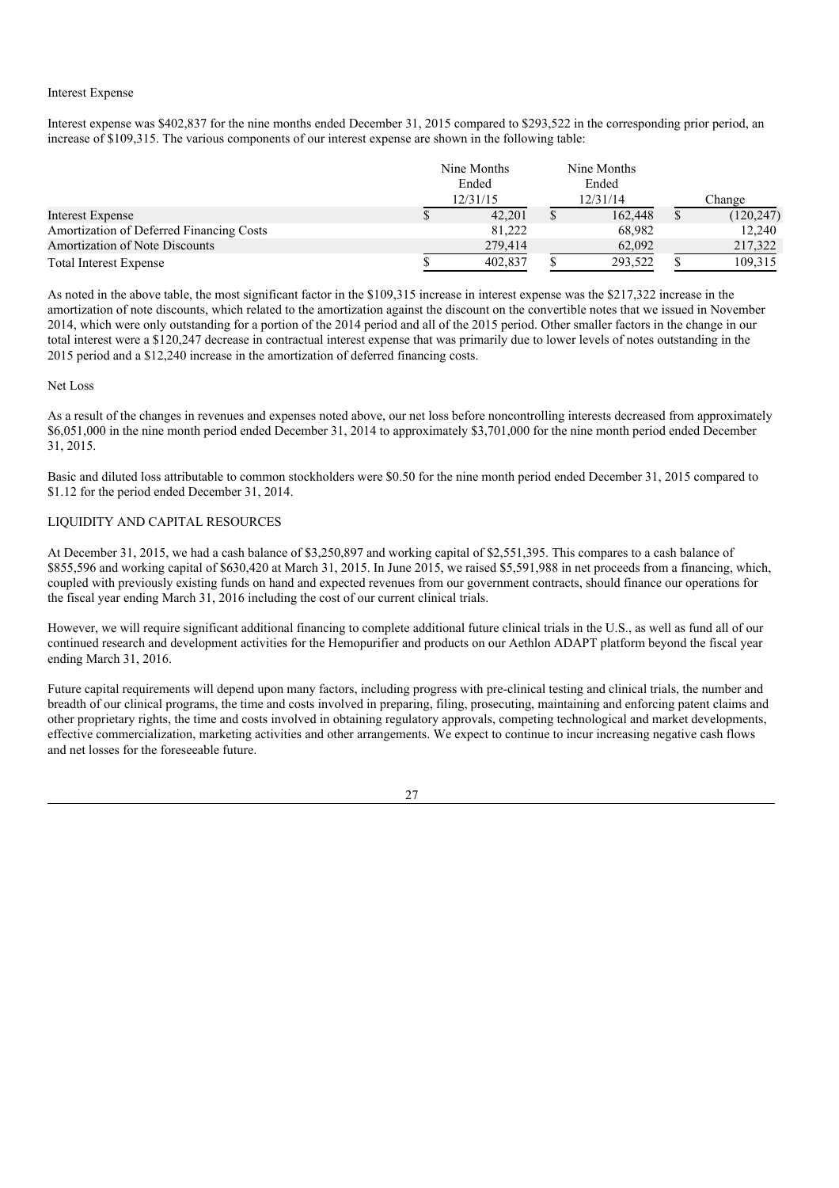Interest Expense

Interest expense was $402,837 for the nine months ended December 31, 2015 compared to $293,522 in the corresponding prior period, an increase of $109,315. The various components of our interest expense are shown in the following table:

| | Nine Months Ended 12/31/15 | Nine Months Ended 12/31/14 | Change |
|---|---|---|---|
| Interest Expense | $ 42,201 | $ 162,448 | $ (120,247) |
| Amortization of Deferred Financing Costs | 81,222 | 68,982 | 12,240 |
| Amortization of Note Discounts | 279,414 | 62,092 | 217,322 |
| Total Interest Expense | $ 402,837 | $ 293,522 | $ 109,315 |

As noted in the above table, the most significant factor in the $109,315 increase in interest expense was the $217,322 increase in the amortization of note discounts, which related to the amortization against the discount on the convertible notes that we issued in November 2014, which were only outstanding for a portion of the 2014 period and all of the 2015 period. Other smaller factors in the change in our total interest were a $120,247 decrease in contractual interest expense that was primarily due to lower levels of notes outstanding in the 2015 period and a $12,240 increase in the amortization of deferred financing costs.

Net Loss

As a result of the changes in revenues and expenses noted above, our net loss before noncontrolling interests decreased from approximately $6,051,000 in the nine month period ended December 31, 2014 to approximately $3,701,000 for the nine month period ended December 31, 2015.

Basic and diluted loss attributable to common stockholders were $0.50 for the nine month period ended December 31, 2015 compared to $1.12 for the period ended December 31, 2014.

LIQUIDITY AND CAPITAL RESOURCES

At December 31, 2015, we had a cash balance of $3,250,897 and working capital of $2,551,395. This compares to a cash balance of $855,596 and working capital of $630,420 at March 31, 2015. In June 2015, we raised $5,591,988 in net proceeds from a financing, which, coupled with previously existing funds on hand and expected revenues from our government contracts, should finance our operations for the fiscal year ending March 31, 2016 including the cost of our current clinical trials.

However, we will require significant additional financing to complete additional future clinical trials in the U.S., as well as fund all of our continued research and development activities for the Hemopurifier and products on our Aethlon ADAPT platform beyond the fiscal year ending March 31, 2016.

Future capital requirements will depend upon many factors, including progress with pre-clinical testing and clinical trials, the number and breadth of our clinical programs, the time and costs involved in preparing, filing, prosecuting, maintaining and enforcing patent claims and other proprietary rights, the time and costs involved in obtaining regulatory approvals, competing technological and market developments, effective commercialization, marketing activities and other arrangements. We expect to continue to incur increasing negative cash flows and net losses for the foreseeable future.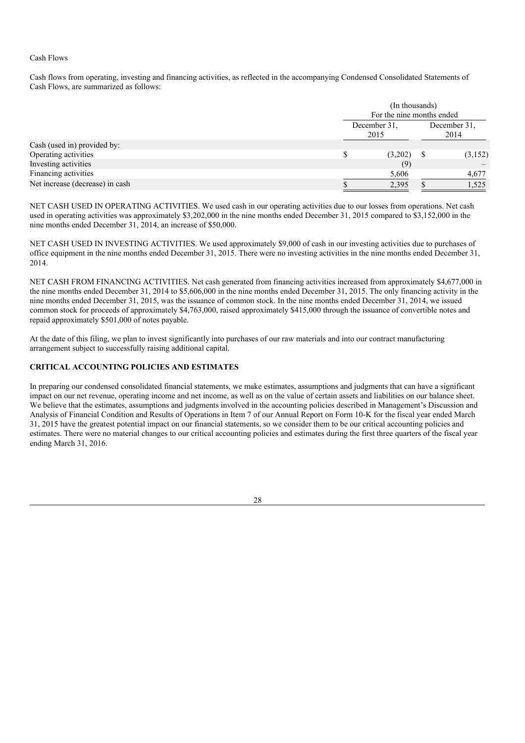Cash Flows

Cash flows from operating, investing and financing activities, as reflected in the accompanying Condensed Consolidated Statements of Cash Flows, are summarized as follows:

| | (In thousands) For the nine months ended | |
|---|---|---|
| | December 31, 2015 | December 31, 2014 |
| Cash (used in) provided by: | | |
| Operating activities | $ (3,202) | $ (3,152) |
| Investing activities | (9) | – |
| Financing activities | 5,606 | 4,677 |
| Net increase (decrease) in cash | $ 2,395 | $ 1,525 |

NET CASH USED IN OPERATING ACTIVITIES. We used cash in our operating activities due to our losses from operations. Net cash used in operating activities was approximately $3,202,000 in the nine months ended December 31, 2015 compared to $3,152,000 in the nine months ended December 31, 2014, an increase of $50,000.

NET CASH USED IN INVESTING ACTIVITIES. We used approximately $9,000 of cash in our investing activities due to purchases of office equipment in the nine months ended December 31, 2015. There were no investing activities in the nine months ended December 31, 2014.

NET CASH FROM FINANCING ACTIVITIES. Net cash generated from financing activities increased from approximately $4,677,000 in the nine months ended December 31, 2014 to $5,606,000 in the nine months ended December 31, 2015. The only financing activity in the nine months ended December 31, 2015, was the issuance of common stock. In the nine months ended December 31, 2014, we issued common stock for proceeds of approximately $4,763,000, raised approximately $415,000 through the issuance of convertible notes and repaid approximately $501,000 of notes payable.

At the date of this filing, we plan to invest significantly into purchases of our raw materials and into our contract manufacturing arrangement subject to successfully raising additional capital.

**CRITICAL ACCOUNTING POLICIES AND ESTIMATES**

In preparing our condensed consolidated financial statements, we make estimates, assumptions and judgments that can have a significant impact on our net revenue, operating income and net income, as well as on the value of certain assets and liabilities on our balance sheet. We believe that the estimates, assumptions and judgments involved in the accounting policies described in Management's Discussion and Analysis of Financial Condition and Results of Operations in Item 7 of our Annual Report on Form 10-K for the fiscal year ended March 31, 2015 have the greatest potential impact on our financial statements, so we consider them to be our critical accounting policies and estimates. There were no material changes to our critical accounting policies and estimates during the first three quarters of the fiscal year ending March 31, 2016.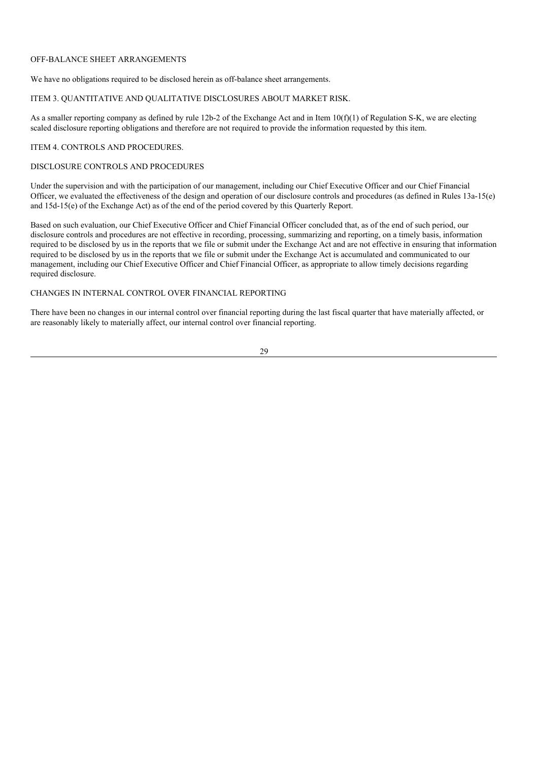## OFF-BALANCE SHEET ARRANGEMENTS

We have no obligations required to be disclosed herein as off-balance sheet arrangements.

## ITEM 3. QUANTITATIVE AND QUALITATIVE DISCLOSURES ABOUT MARKET RISK.

As a smaller reporting company as defined by rule 12b-2 of the Exchange Act and in Item 10(f)(1) of Regulation S-K, we are electing scaled disclosure reporting obligations and therefore are not required to provide the information requested by this item.

## ITEM 4. CONTROLS AND PROCEDURES.

### DISCLOSURE CONTROLS AND PROCEDURES

Under the supervision and with the participation of our management, including our Chief Executive Officer and our Chief Financial Officer, we evaluated the effectiveness of the design and operation of our disclosure controls and procedures (as defined in Rules 13a-15(e) and 15d-15(e) of the Exchange Act) as of the end of the period covered by this Quarterly Report.

Based on such evaluation, our Chief Executive Officer and Chief Financial Officer concluded that, as of the end of such period, our disclosure controls and procedures are not effective in recording, processing, summarizing and reporting, on a timely basis, information required to be disclosed by us in the reports that we file or submit under the Exchange Act and are not effective in ensuring that information required to be disclosed by us in the reports that we file or submit under the Exchange Act is accumulated and communicated to our management, including our Chief Executive Officer and Chief Financial Officer, as appropriate to allow timely decisions regarding required disclosure.

### CHANGES IN INTERNAL CONTROL OVER FINANCIAL REPORTING

There have been no changes in our internal control over financial reporting during the last fiscal quarter that have materially affected, or are reasonably likely to materially affect, our internal control over financial reporting.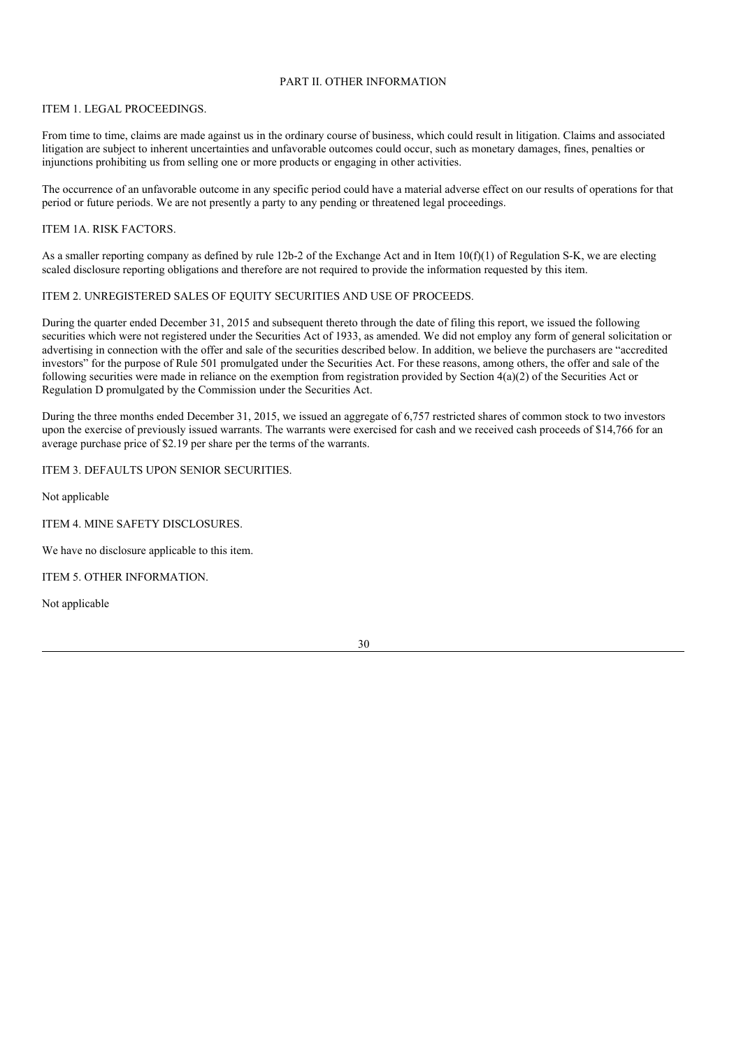# PART II. OTHER INFORMATION

## ITEM 1. LEGAL PROCEEDINGS.

From time to time, claims are made against us in the ordinary course of business, which could result in litigation. Claims and associated litigation are subject to inherent uncertainties and unfavorable outcomes could occur, such as monetary damages, fines, penalties or injunctions prohibiting us from selling one or more products or engaging in other activities.

The occurrence of an unfavorable outcome in any specific period could have a material adverse effect on our results of operations for that period or future periods. We are not presently a party to any pending or threatened legal proceedings.

## ITEM 1A. RISK FACTORS.

As a smaller reporting company as defined by rule 12b-2 of the Exchange Act and in Item 10(f)(1) of Regulation S-K, we are electing scaled disclosure reporting obligations and therefore are not required to provide the information requested by this item.

## ITEM 2. UNREGISTERED SALES OF EQUITY SECURITIES AND USE OF PROCEEDS.

During the quarter ended December 31, 2015 and subsequent thereto through the date of filing this report, we issued the following securities which were not registered under the Securities Act of 1933, as amended. We did not employ any form of general solicitation or advertising in connection with the offer and sale of the securities described below. In addition, we believe the purchasers are "accredited investors" for the purpose of Rule 501 promulgated under the Securities Act. For these reasons, among others, the offer and sale of the following securities were made in reliance on the exemption from registration provided by Section 4(a)(2) of the Securities Act or Regulation D promulgated by the Commission under the Securities Act.

During the three months ended December 31, 2015, we issued an aggregate of 6,757 restricted shares of common stock to two investors upon the exercise of previously issued warrants. The warrants were exercised for cash and we received cash proceeds of $14,766 for an average purchase price of $2.19 per share per the terms of the warrants.

## ITEM 3. DEFAULTS UPON SENIOR SECURITIES.

Not applicable

## ITEM 4. MINE SAFETY DISCLOSURES.

We have no disclosure applicable to this item.

## ITEM 5. OTHER INFORMATION.

Not applicable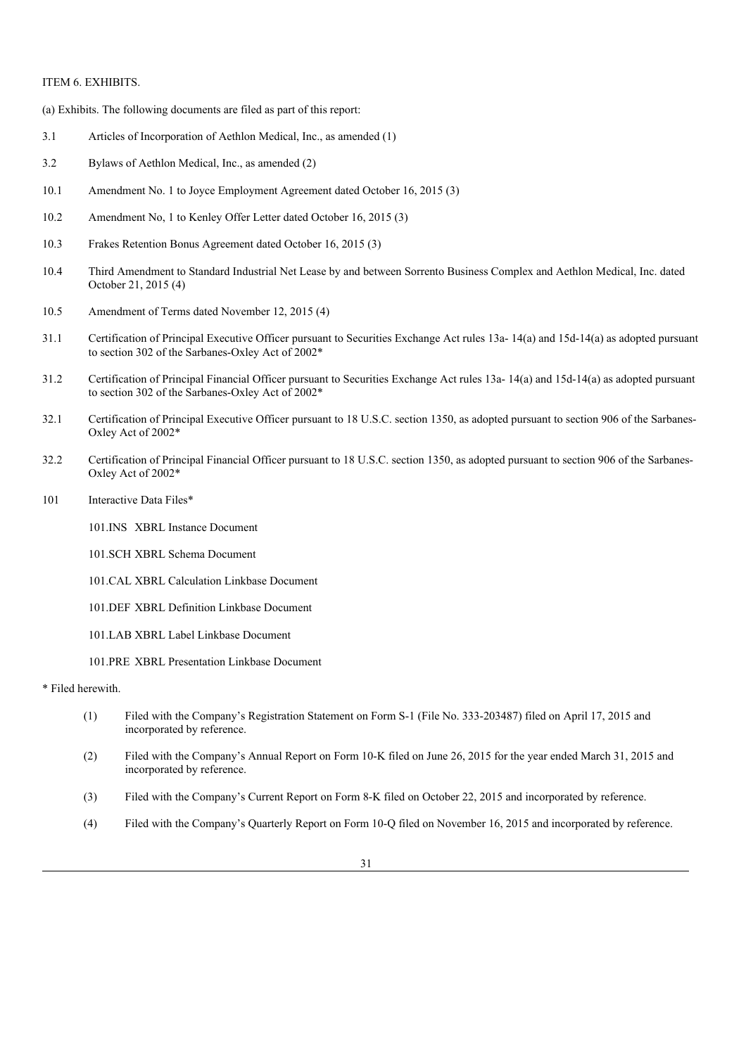ITEM 6. EXHIBITS.

(a) Exhibits. The following documents are filed as part of this report:

3.1 Articles of Incorporation of Aethlon Medical, Inc., as amended (1)

3.2 Bylaws of Aethlon Medical, Inc., as amended (2)

10.1 Amendment No. 1 to Joyce Employment Agreement dated October 16, 2015 (3)

10.2 Amendment No, 1 to Kenley Offer Letter dated October 16, 2015 (3)

10.3 Frakes Retention Bonus Agreement dated October 16, 2015 (3)

10.4 Third Amendment to Standard Industrial Net Lease by and between Sorrento Business Complex and Aethlon Medical, Inc. dated October 21, 2015 (4)

10.5 Amendment of Terms dated November 12, 2015 (4)

31.1 Certification of Principal Executive Officer pursuant to Securities Exchange Act rules 13a- 14(a) and 15d-14(a) as adopted pursuant to section 302 of the Sarbanes-Oxley Act of 2002*

31.2 Certification of Principal Financial Officer pursuant to Securities Exchange Act rules 13a- 14(a) and 15d-14(a) as adopted pursuant to section 302 of the Sarbanes-Oxley Act of 2002*

32.1 Certification of Principal Executive Officer pursuant to 18 U.S.C. section 1350, as adopted pursuant to section 906 of the Sarbanes-Oxley Act of 2002*

32.2 Certification of Principal Financial Officer pursuant to 18 U.S.C. section 1350, as adopted pursuant to section 906 of the Sarbanes-Oxley Act of 2002*

101 Interactive Data Files*

101.INS XBRL Instance Document

101.SCH XBRL Schema Document

101.CAL XBRL Calculation Linkbase Document

101.DEF XBRL Definition Linkbase Document

101.LAB XBRL Label Linkbase Document

101.PRE XBRL Presentation Linkbase Document

* Filed herewith.

(1) Filed with the Company's Registration Statement on Form S-1 (File No. 333-203487) filed on April 17, 2015 and incorporated by reference.

(2) Filed with the Company's Annual Report on Form 10-K filed on June 26, 2015 for the year ended March 31, 2015 and incorporated by reference.

(3) Filed with the Company's Current Report on Form 8-K filed on October 22, 2015 and incorporated by reference.

(4) Filed with the Company's Quarterly Report on Form 10-Q filed on November 16, 2015 and incorporated by reference.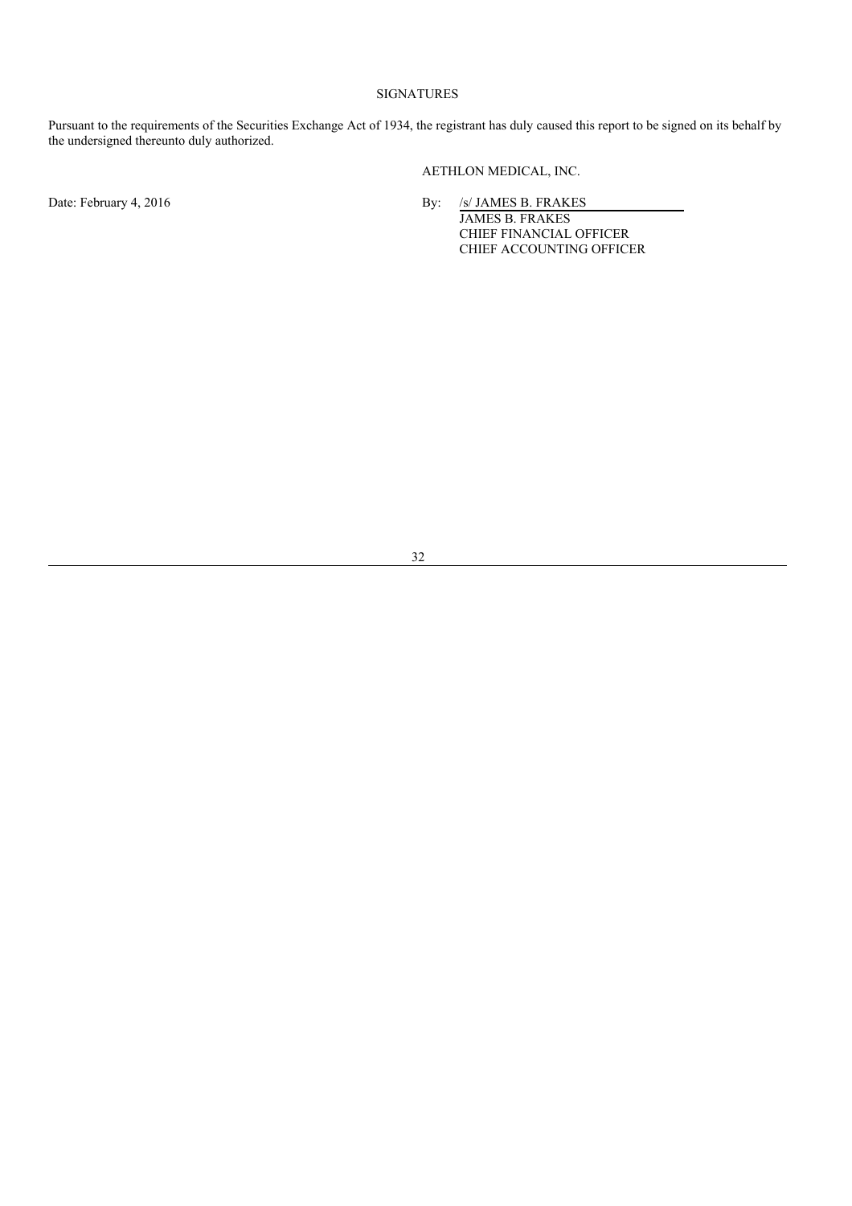SIGNATURES

Pursuant to the requirements of the Securities Exchange Act of 1934, the registrant has duly caused this report to be signed on its behalf by the undersigned thereunto duly authorized.

AETHLON MEDICAL, INC.

Date: February 4, 2016

By: /s/ JAMES B. FRAKES
JAMES B. FRAKES
CHIEF FINANCIAL OFFICER
CHIEF ACCOUNTING OFFICER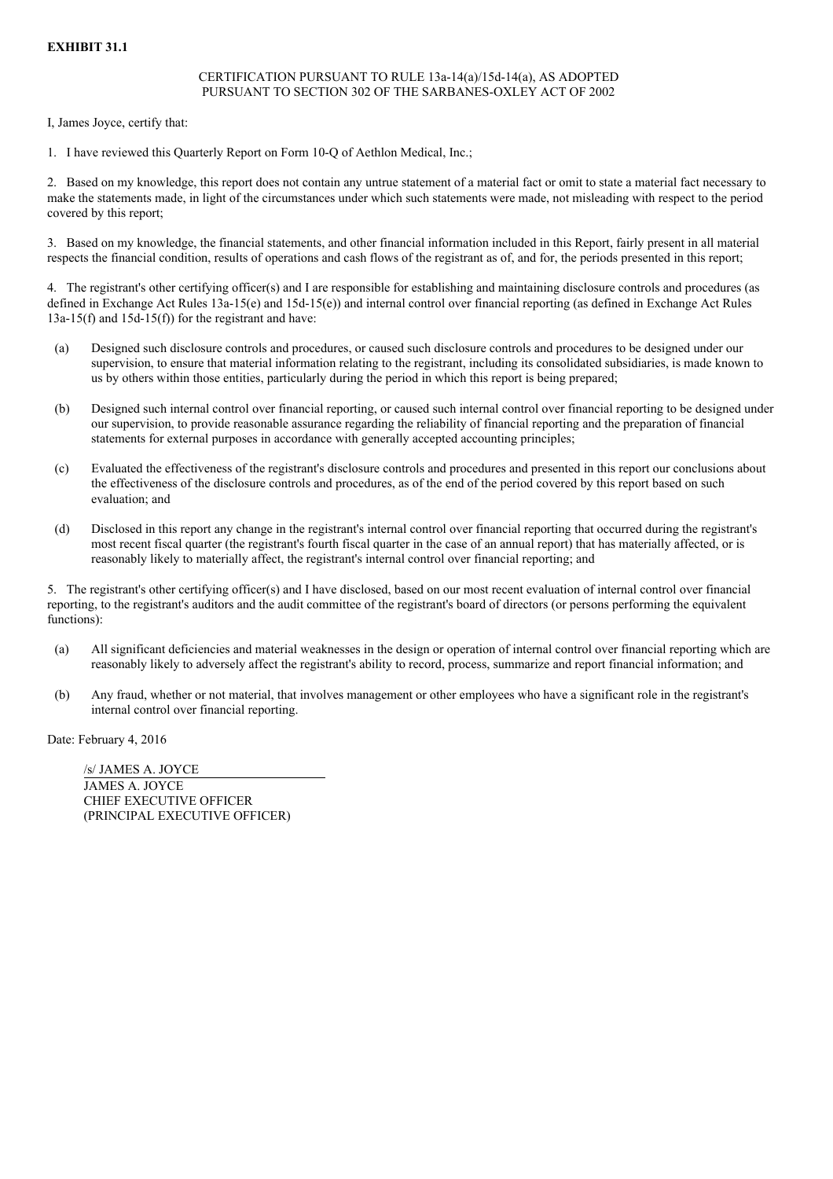**EXHIBIT 31.1**

CERTIFICATION PURSUANT TO RULE 13a-14(a)/15d-14(a), AS ADOPTED PURSUANT TO SECTION 302 OF THE SARBANES-OXLEY ACT OF 2002

I, James Joyce, certify that:

1. I have reviewed this Quarterly Report on Form 10-Q of Aethlon Medical, Inc.;

2. Based on my knowledge, this report does not contain any untrue statement of a material fact or omit to state a material fact necessary to make the statements made, in light of the circumstances under which such statements were made, not misleading with respect to the period covered by this report;

3. Based on my knowledge, the financial statements, and other financial information included in this Report, fairly present in all material respects the financial condition, results of operations and cash flows of the registrant as of, and for, the periods presented in this report;

4. The registrant's other certifying officer(s) and I are responsible for establishing and maintaining disclosure controls and procedures (as defined in Exchange Act Rules 13a-15(e) and 15d-15(e)) and internal control over financial reporting (as defined in Exchange Act Rules 13a-15(f) and 15d-15(f)) for the registrant and have:

(a) Designed such disclosure controls and procedures, or caused such disclosure controls and procedures to be designed under our supervision, to ensure that material information relating to the registrant, including its consolidated subsidiaries, is made known to us by others within those entities, particularly during the period in which this report is being prepared;

(b) Designed such internal control over financial reporting, or caused such internal control over financial reporting to be designed under our supervision, to provide reasonable assurance regarding the reliability of financial reporting and the preparation of financial statements for external purposes in accordance with generally accepted accounting principles;

(c) Evaluated the effectiveness of the registrant's disclosure controls and procedures and presented in this report our conclusions about the effectiveness of the disclosure controls and procedures, as of the end of the period covered by this report based on such evaluation; and

(d) Disclosed in this report any change in the registrant's internal control over financial reporting that occurred during the registrant's most recent fiscal quarter (the registrant's fourth fiscal quarter in the case of an annual report) that has materially affected, or is reasonably likely to materially affect, the registrant's internal control over financial reporting; and

5. The registrant's other certifying officer(s) and I have disclosed, based on our most recent evaluation of internal control over financial reporting, to the registrant's auditors and the audit committee of the registrant's board of directors (or persons performing the equivalent functions):

(a) All significant deficiencies and material weaknesses in the design or operation of internal control over financial reporting which are reasonably likely to adversely affect the registrant's ability to record, process, summarize and report financial information; and

(b) Any fraud, whether or not material, that involves management or other employees who have a significant role in the registrant's internal control over financial reporting.

Date: February 4, 2016

/s/ JAMES A. JOYCE
JAMES A. JOYCE
CHIEF EXECUTIVE OFFICER
(PRINCIPAL EXECUTIVE OFFICER)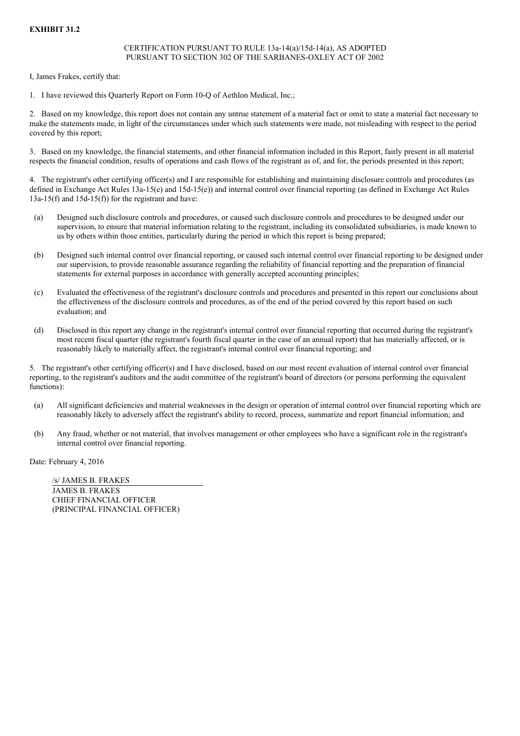**EXHIBIT 31.2**

CERTIFICATION PURSUANT TO RULE 13a-14(a)/15d-14(a), AS ADOPTED PURSUANT TO SECTION 302 OF THE SARBANES-OXLEY ACT OF 2002

I, James Frakes, certify that:

1. I have reviewed this Quarterly Report on Form 10-Q of Aethlon Medical, Inc.;

2. Based on my knowledge, this report does not contain any untrue statement of a material fact or omit to state a material fact necessary to make the statements made, in light of the circumstances under which such statements were made, not misleading with respect to the period covered by this report;

3. Based on my knowledge, the financial statements, and other financial information included in this Report, fairly present in all material respects the financial condition, results of operations and cash flows of the registrant as of, and for, the periods presented in this report;

4. The registrant's other certifying officer(s) and I are responsible for establishing and maintaining disclosure controls and procedures (as defined in Exchange Act Rules 13a-15(e) and 15d-15(e)) and internal control over financial reporting (as defined in Exchange Act Rules 13a-15(f) and 15d-15(f)) for the registrant and have:

(a) Designed such disclosure controls and procedures, or caused such disclosure controls and procedures to be designed under our supervision, to ensure that material information relating to the registrant, including its consolidated subsidiaries, is made known to us by others within those entities, particularly during the period in which this report is being prepared;

(b) Designed such internal control over financial reporting, or caused such internal control over financial reporting to be designed under our supervision, to provide reasonable assurance regarding the reliability of financial reporting and the preparation of financial statements for external purposes in accordance with generally accepted accounting principles;

(c) Evaluated the effectiveness of the registrant's disclosure controls and procedures and presented in this report our conclusions about the effectiveness of the disclosure controls and procedures, as of the end of the period covered by this report based on such evaluation; and

(d) Disclosed in this report any change in the registrant's internal control over financial reporting that occurred during the registrant's most recent fiscal quarter (the registrant's fourth fiscal quarter in the case of an annual report) that has materially affected, or is reasonably likely to materially affect, the registrant's internal control over financial reporting; and

5. The registrant's other certifying officer(s) and I have disclosed, based on our most recent evaluation of internal control over financial reporting, to the registrant's auditors and the audit committee of the registrant's board of directors (or persons performing the equivalent functions):

(a) All significant deficiencies and material weaknesses in the design or operation of internal control over financial reporting which are reasonably likely to adversely affect the registrant's ability to record, process, summarize and report financial information; and

(b) Any fraud, whether or not material, that involves management or other employees who have a significant role in the registrant's internal control over financial reporting.

Date: February 4, 2016

/s/ JAMES B. FRAKES
JAMES B. FRAKES
CHIEF FINANCIAL OFFICER
(PRINCIPAL FINANCIAL OFFICER)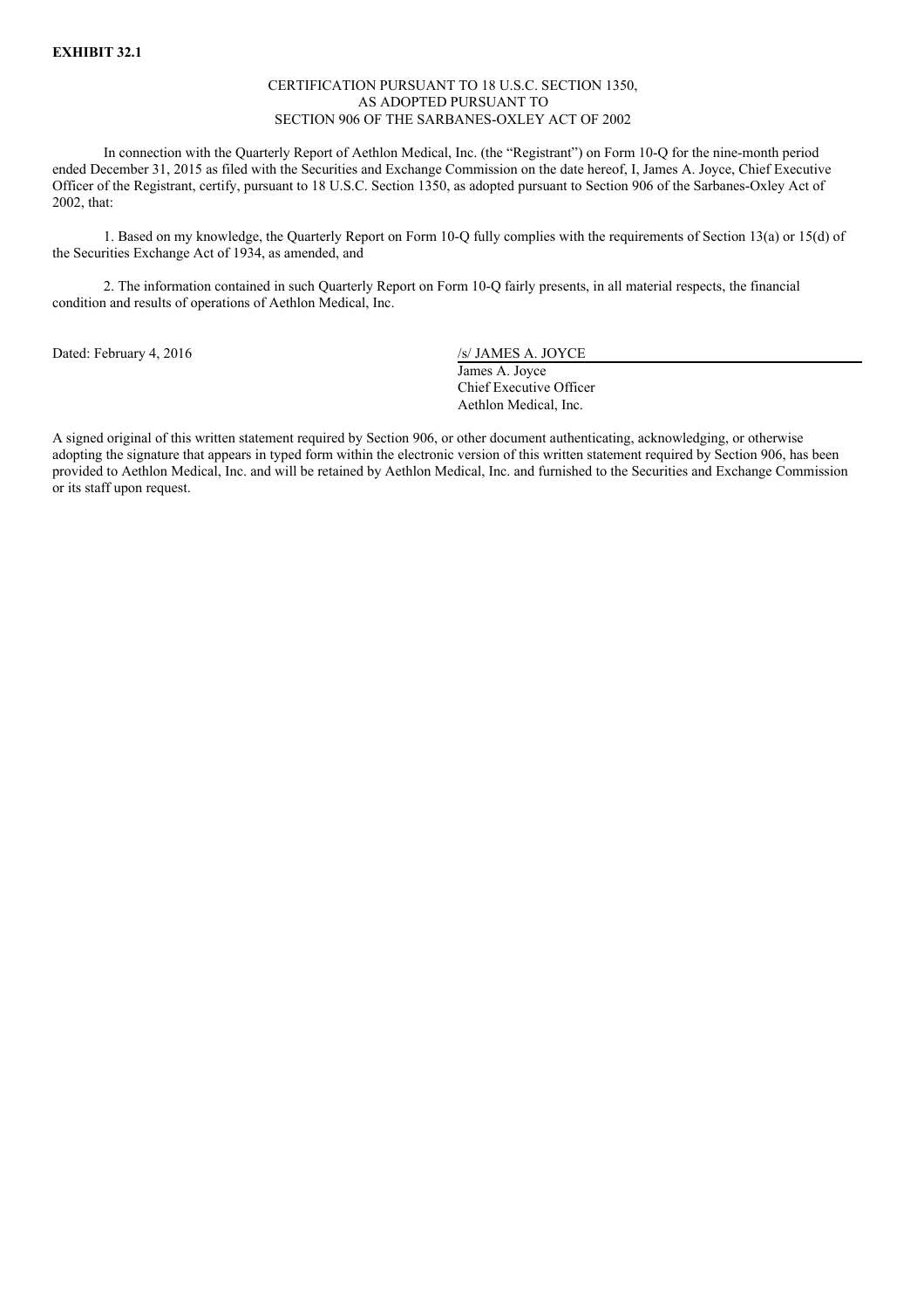**EXHIBIT 32.1**

CERTIFICATION PURSUANT TO 18 U.S.C. SECTION 1350,
AS ADOPTED PURSUANT TO
SECTION 906 OF THE SARBANES-OXLEY ACT OF 2002

In connection with the Quarterly Report of Aethlon Medical, Inc. (the "Registrant") on Form 10-Q for the nine-month period ended December 31, 2015 as filed with the Securities and Exchange Commission on the date hereof, I, James A. Joyce, Chief Executive Officer of the Registrant, certify, pursuant to 18 U.S.C. Section 1350, as adopted pursuant to Section 906 of the Sarbanes-Oxley Act of 2002, that:

1. Based on my knowledge, the Quarterly Report on Form 10-Q fully complies with the requirements of Section 13(a) or 15(d) of the Securities Exchange Act of 1934, as amended, and

2. The information contained in such Quarterly Report on Form 10-Q fairly presents, in all material respects, the financial condition and results of operations of Aethlon Medical, Inc.

Dated: February 4, 2016

/s/ JAMES A. JOYCE
James A. Joyce
Chief Executive Officer
Aethlon Medical, Inc.

A signed original of this written statement required by Section 906, or other document authenticating, acknowledging, or otherwise adopting the signature that appears in typed form within the electronic version of this written statement required by Section 906, has been provided to Aethlon Medical, Inc. and will be retained by Aethlon Medical, Inc. and furnished to the Securities and Exchange Commission or its staff upon request.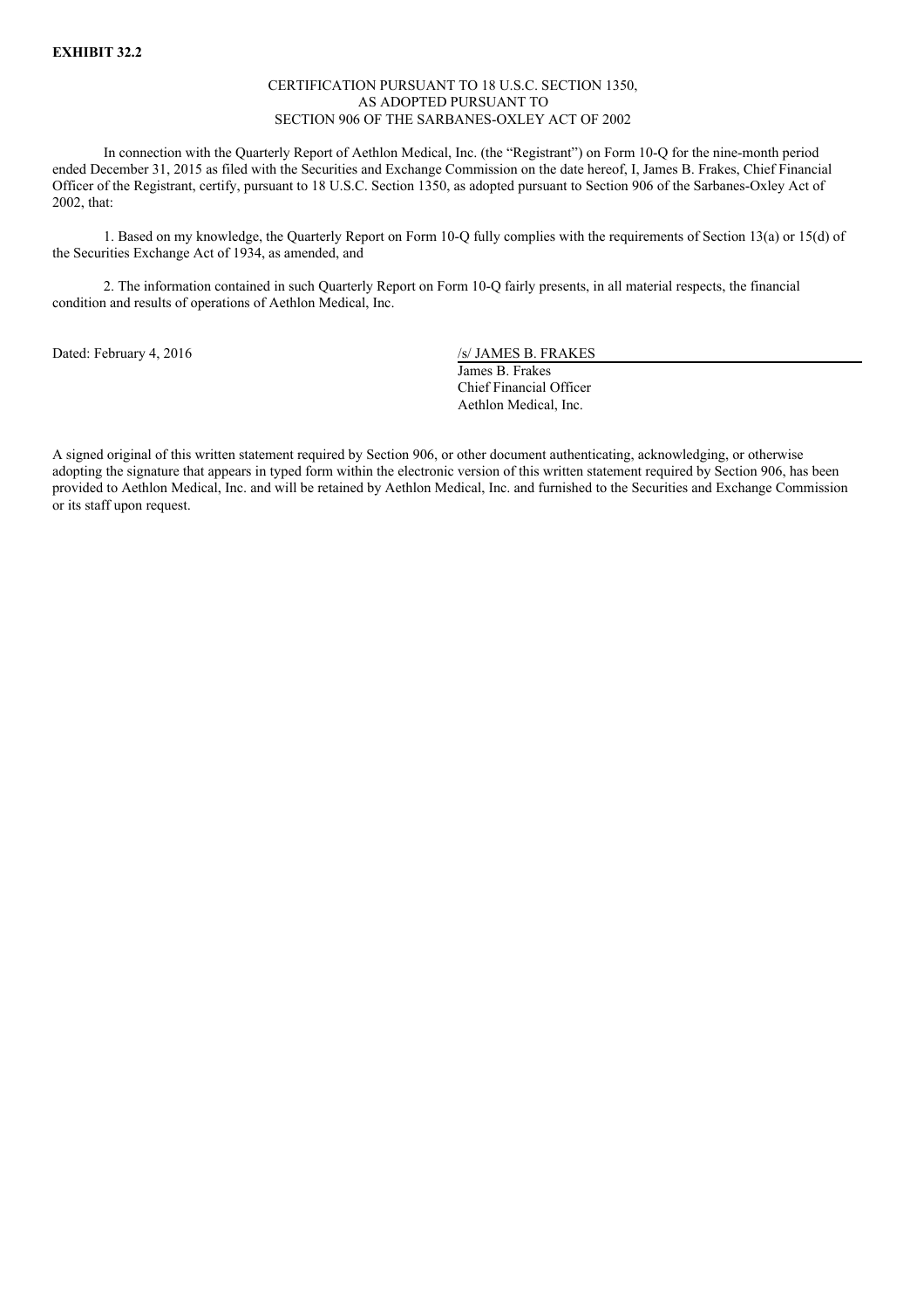**EXHIBIT 32.2**

CERTIFICATION PURSUANT TO 18 U.S.C. SECTION 1350,
AS ADOPTED PURSUANT TO
SECTION 906 OF THE SARBANES-OXLEY ACT OF 2002

In connection with the Quarterly Report of Aethlon Medical, Inc. (the "Registrant") on Form 10-Q for the nine-month period ended December 31, 2015 as filed with the Securities and Exchange Commission on the date hereof, I, James B. Frakes, Chief Financial Officer of the Registrant, certify, pursuant to 18 U.S.C. Section 1350, as adopted pursuant to Section 906 of the Sarbanes-Oxley Act of 2002, that:

1. Based on my knowledge, the Quarterly Report on Form 10-Q fully complies with the requirements of Section 13(a) or 15(d) of the Securities Exchange Act of 1934, as amended, and

2. The information contained in such Quarterly Report on Form 10-Q fairly presents, in all material respects, the financial condition and results of operations of Aethlon Medical, Inc.

Dated: February 4, 2016

/s/ JAMES B. FRAKES
James B. Frakes
Chief Financial Officer
Aethlon Medical, Inc.

A signed original of this written statement required by Section 906, or other document authenticating, acknowledging, or otherwise adopting the signature that appears in typed form within the electronic version of this written statement required by Section 906, has been provided to Aethlon Medical, Inc. and will be retained by Aethlon Medical, Inc. and furnished to the Securities and Exchange Commission or its staff upon request.